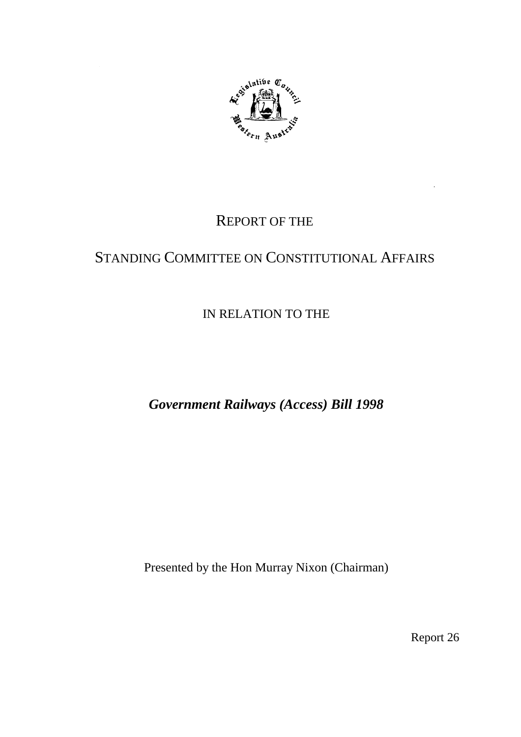# REPORT OF THE

# STANDING COMMITTEE ON CONSTITUTIONAL AFFAIRS

## IN RELATION TO THE

## *Government Railways (Access) Bill 1998*

Presented by the Hon Murray Nixon (Chairman)

Report 26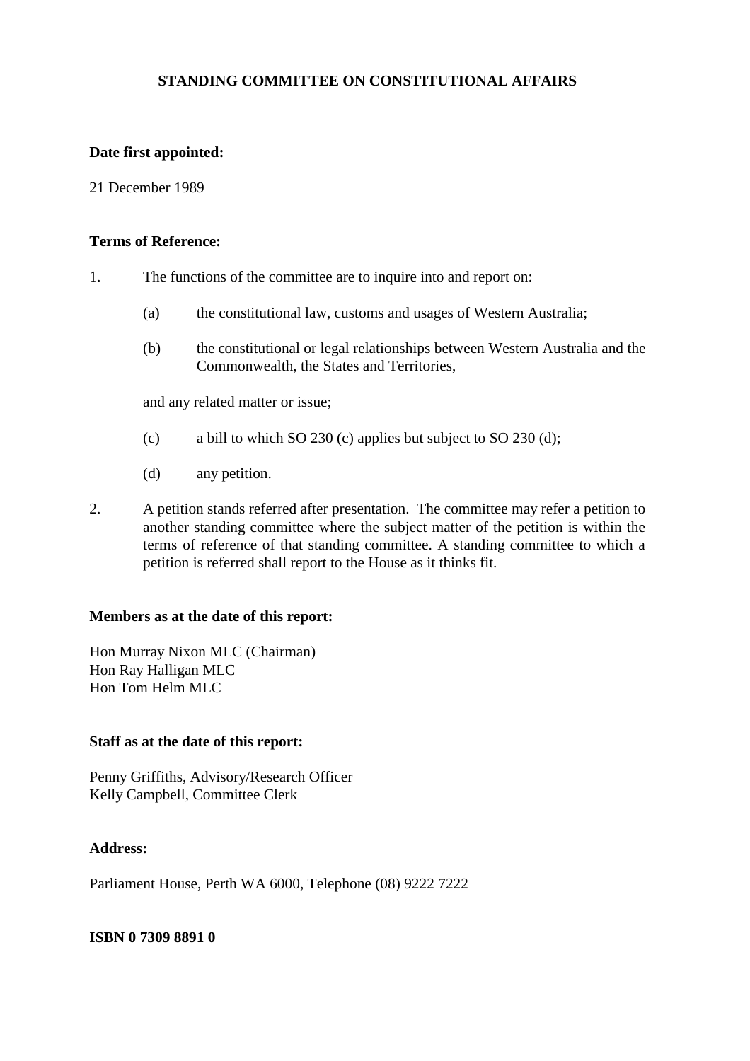# STANDING COMMITTEE ON CONSTITUTIONAL AFFAIRS

**Date first appointed:**

21 December 1989

**Terms of Reference:**

1. The functions of the committee are to inquire into and report on:

   (a) the constitutional law, customs and usages of Western Australia;

   (b) the constitutional or legal relationships between Western Australia and the Commonwealth, the States and Territories,

   and any related matter or issue;

   (c) a bill to which SO 230 (c) applies but subject to SO 230 (d);

   (d) any petition.

2. A petition stands referred after presentation. The committee may refer a petition to another standing committee where the subject matter of the petition is within the terms of reference of that standing committee. A standing committee to which a petition is referred shall report to the House as it thinks fit.

**Members as at the date of this report:**

Hon Murray Nixon MLC (Chairman)
Hon Ray Halligan MLC
Hon Tom Helm MLC

**Staff as at the date of this report:**

Penny Griffiths, Advisory/Research Officer
Kelly Campbell, Committee Clerk

**Address:**

Parliament House, Perth WA 6000, Telephone (08) 9222 7222

**ISBN 0 7309 8891 0**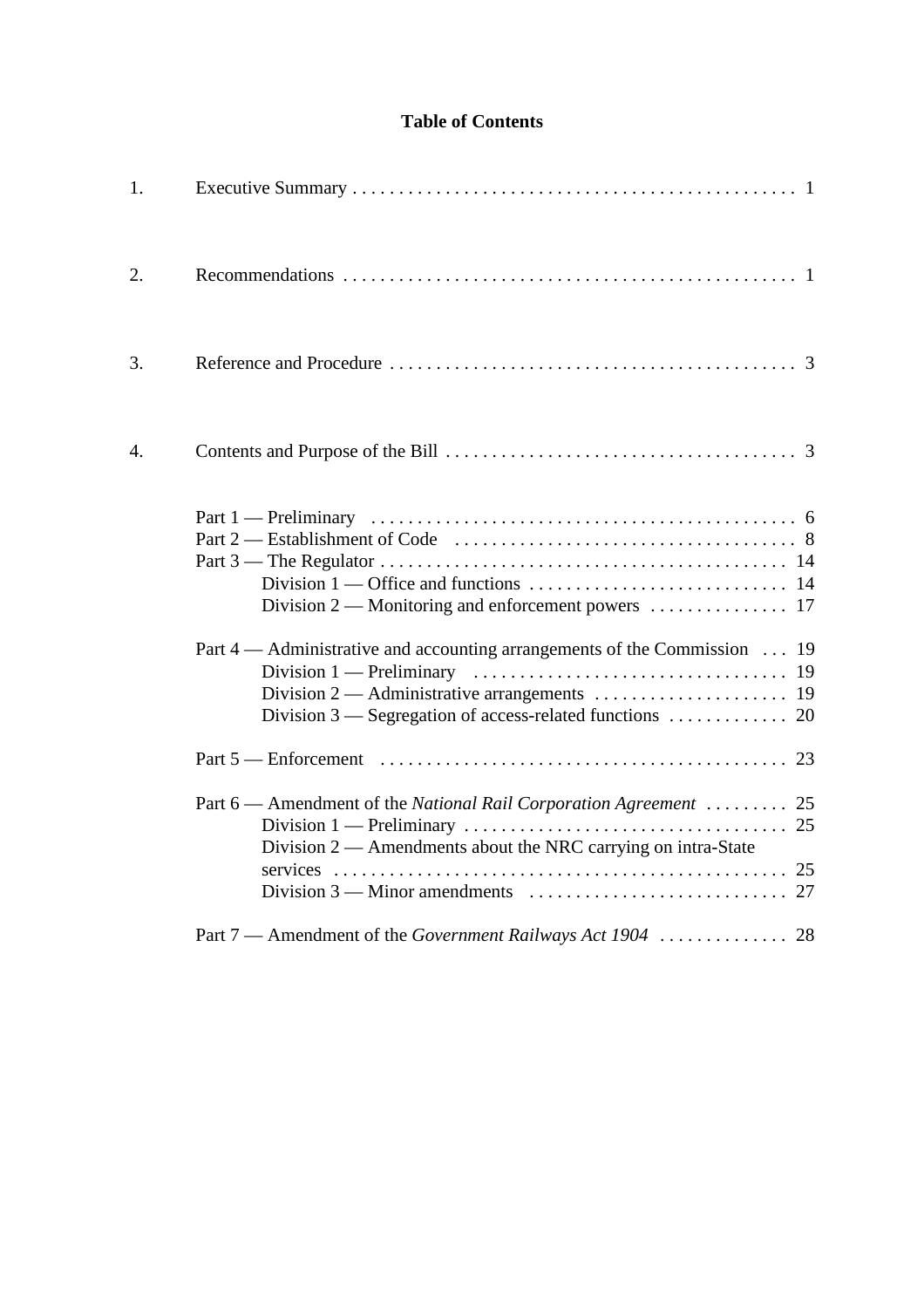# Table of Contents

1. Executive Summary . . . . . . . . . . . . . . . . . . . . . . . . . . . . . . . . . . . . . . . . . . . . . . . . 1

2. Recommendations . . . . . . . . . . . . . . . . . . . . . . . . . . . . . . . . . . . . . . . . . . . . . . . . 1

3. Reference and Procedure . . . . . . . . . . . . . . . . . . . . . . . . . . . . . . . . . . . . . . . . . . . . 3

4. Contents and Purpose of the Bill . . . . . . . . . . . . . . . . . . . . . . . . . . . . . . . . . . . . . . 3

Part 1 — Preliminary . . . . . . . . . . . . . . . . . . . . . . . . . . . . . . . . . . . . . . . . . . . . . . 6
Part 2 — Establishment of Code . . . . . . . . . . . . . . . . . . . . . . . . . . . . . . . . . . . . . 8
Part 3 — The Regulator . . . . . . . . . . . . . . . . . . . . . . . . . . . . . . . . . . . . . . . . . . . . 14
    Division 1 — Office and functions . . . . . . . . . . . . . . . . . . . . . . . . . . . . 14
    Division 2 — Monitoring and enforcement powers . . . . . . . . . . . . . . . 17

Part 4 — Administrative and accounting arrangements of the Commission . . . 19
    Division 1 — Preliminary . . . . . . . . . . . . . . . . . . . . . . . . . . . . . . . . . . 19
    Division 2 — Administrative arrangements . . . . . . . . . . . . . . . . . . . . . 19
    Division 3 — Segregation of access-related functions . . . . . . . . . . . . . 20

Part 5 — Enforcement . . . . . . . . . . . . . . . . . . . . . . . . . . . . . . . . . . . . . . . . . . . 23

Part 6 — Amendment of the *National Rail Corporation Agreement* . . . . . . . . . 25
    Division 1 — Preliminary . . . . . . . . . . . . . . . . . . . . . . . . . . . . . . . . . . . 25
    Division 2 — Amendments about the NRC carrying on intra-State services . . . . . . . . . . . . . . . . . . . . . . . . . . . . . . . . . . . . . . . . . . . . . . . . 25
    Division 3 — Minor amendments . . . . . . . . . . . . . . . . . . . . . . . . . . . . 27

Part 7 — Amendment of the *Government Railways Act 1904* . . . . . . . . . . . . . . 28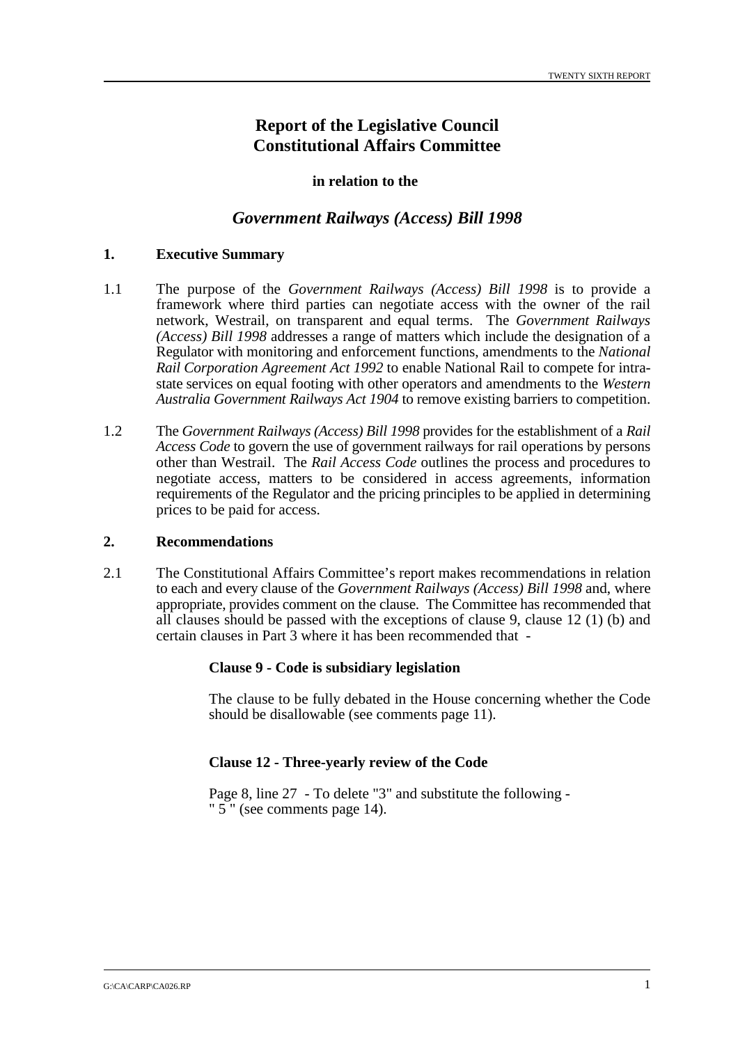# Report of the Legislative Council Constitutional Affairs Committee

**in relation to the**

## *Government Railways (Access) Bill 1998*

### 1. Executive Summary

1.1 The purpose of the *Government Railways (Access) Bill 1998* is to provide a framework where third parties can negotiate access with the owner of the rail network, Westrail, on transparent and equal terms. The *Government Railways (Access) Bill 1998* addresses a range of matters which include the designation of a Regulator with monitoring and enforcement functions, amendments to the *National Rail Corporation Agreement Act 1992* to enable National Rail to compete for intra-state services on equal footing with other operators and amendments to the *Western Australia Government Railways Act 1904* to remove existing barriers to competition.

1.2 The *Government Railways (Access) Bill 1998* provides for the establishment of a *Rail Access Code* to govern the use of government railways for rail operations by persons other than Westrail. The *Rail Access Code* outlines the process and procedures to negotiate access, matters to be considered in access agreements, information requirements of the Regulator and the pricing principles to be applied in determining prices to be paid for access.

### 2. Recommendations

2.1 The Constitutional Affairs Committee's report makes recommendations in relation to each and every clause of the *Government Railways (Access) Bill 1998* and, where appropriate, provides comment on the clause. The Committee has recommended that all clauses should be passed with the exceptions of clause 9, clause 12 (1) (b) and certain clauses in Part 3 where it has been recommended that -

**Clause 9 - Code is subsidiary legislation**

The clause to be fully debated in the House concerning whether the Code should be disallowable (see comments page 11).

**Clause 12 - Three-yearly review of the Code**

Page 8, line 27 - To delete "3" and substitute the following -
" 5 " (see comments page 14).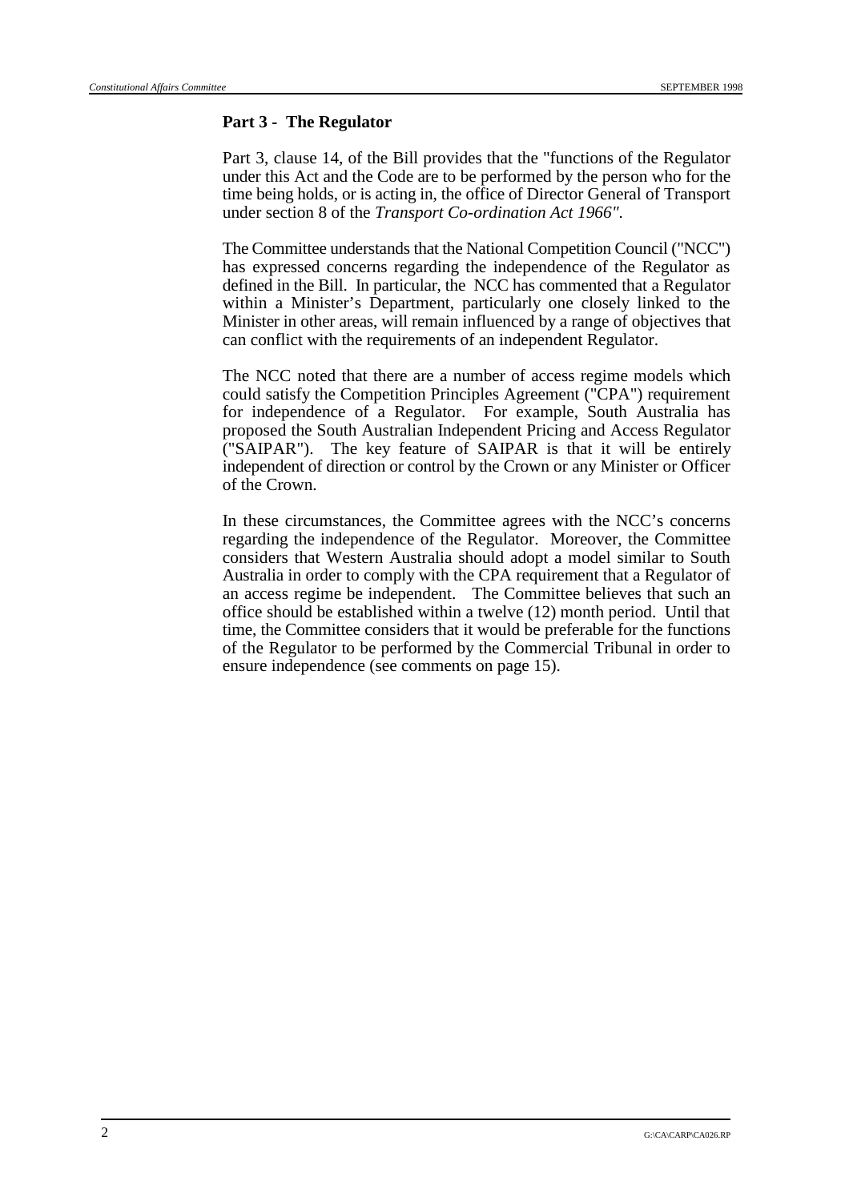**Part 3 - The Regulator**

Part 3, clause 14, of the Bill provides that the "functions of the Regulator under this Act and the Code are to be performed by the person who for the time being holds, or is acting in, the office of Director General of Transport under section 8 of the *Transport Co-ordination Act 1966"*.

The Committee understands that the National Competition Council ("NCC") has expressed concerns regarding the independence of the Regulator as defined in the Bill. In particular, the NCC has commented that a Regulator within a Minister's Department, particularly one closely linked to the Minister in other areas, will remain influenced by a range of objectives that can conflict with the requirements of an independent Regulator.

The NCC noted that there are a number of access regime models which could satisfy the Competition Principles Agreement ("CPA") requirement for independence of a Regulator. For example, South Australia has proposed the South Australian Independent Pricing and Access Regulator ("SAIPAR"). The key feature of SAIPAR is that it will be entirely independent of direction or control by the Crown or any Minister or Officer of the Crown.

In these circumstances, the Committee agrees with the NCC's concerns regarding the independence of the Regulator. Moreover, the Committee considers that Western Australia should adopt a model similar to South Australia in order to comply with the CPA requirement that a Regulator of an access regime be independent. The Committee believes that such an office should be established within a twelve (12) month period. Until that time, the Committee considers that it would be preferable for the functions of the Regulator to be performed by the Commercial Tribunal in order to ensure independence (see comments on page 15).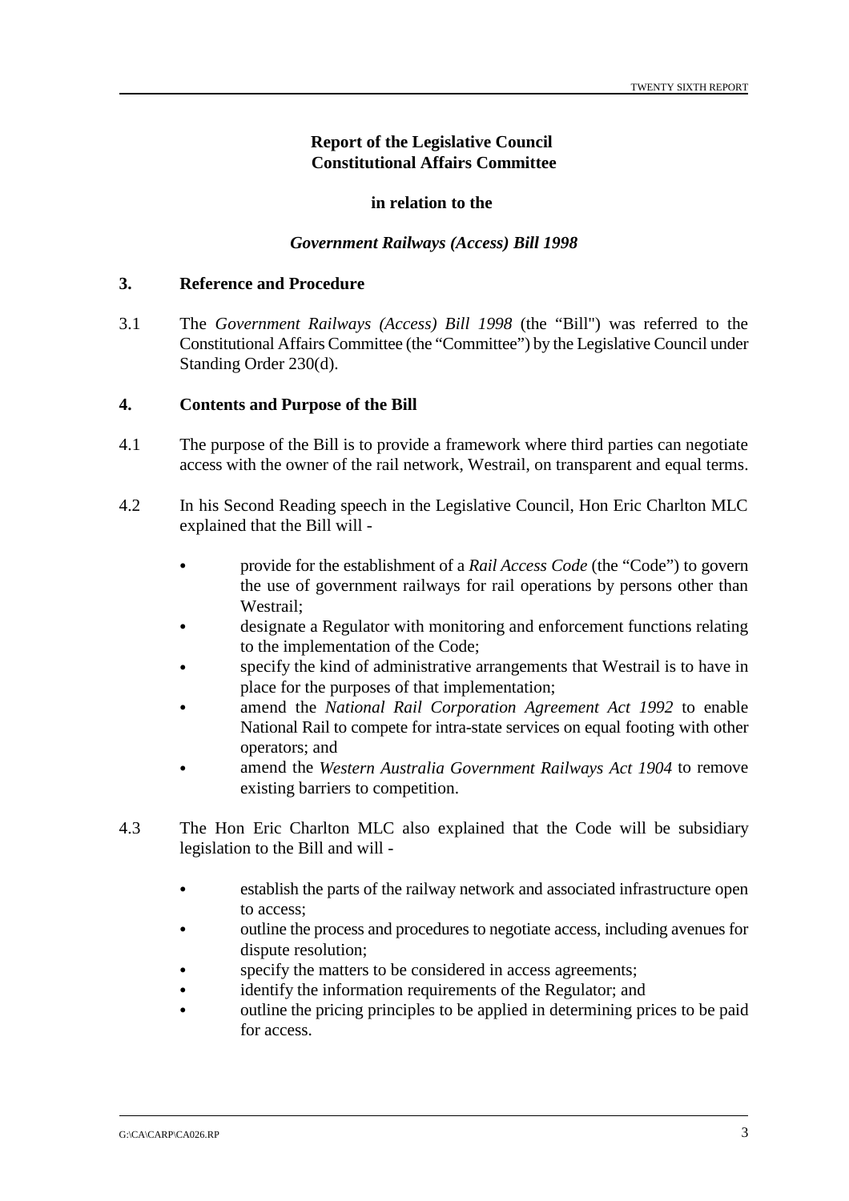**Report of the Legislative Council**
**Constitutional Affairs Committee**

**in relation to the**

***Government Railways (Access) Bill 1998***

## 3. Reference and Procedure

3.1 The *Government Railways (Access) Bill 1998* (the "Bill") was referred to the Constitutional Affairs Committee (the "Committee") by the Legislative Council under Standing Order 230(d).

## 4. Contents and Purpose of the Bill

4.1 The purpose of the Bill is to provide a framework where third parties can negotiate access with the owner of the rail network, Westrail, on transparent and equal terms.

4.2 In his Second Reading speech in the Legislative Council, Hon Eric Charlton MLC explained that the Bill will -

- provide for the establishment of a *Rail Access Code* (the "Code") to govern the use of government railways for rail operations by persons other than Westrail;
- designate a Regulator with monitoring and enforcement functions relating to the implementation of the Code;
- specify the kind of administrative arrangements that Westrail is to have in place for the purposes of that implementation;
- amend the *National Rail Corporation Agreement Act 1992* to enable National Rail to compete for intra-state services on equal footing with other operators; and
- amend the *Western Australia Government Railways Act 1904* to remove existing barriers to competition.

4.3 The Hon Eric Charlton MLC also explained that the Code will be subsidiary legislation to the Bill and will -

- establish the parts of the railway network and associated infrastructure open to access;
- outline the process and procedures to negotiate access, including avenues for dispute resolution;
- specify the matters to be considered in access agreements;
- identify the information requirements of the Regulator; and
- outline the pricing principles to be applied in determining prices to be paid for access.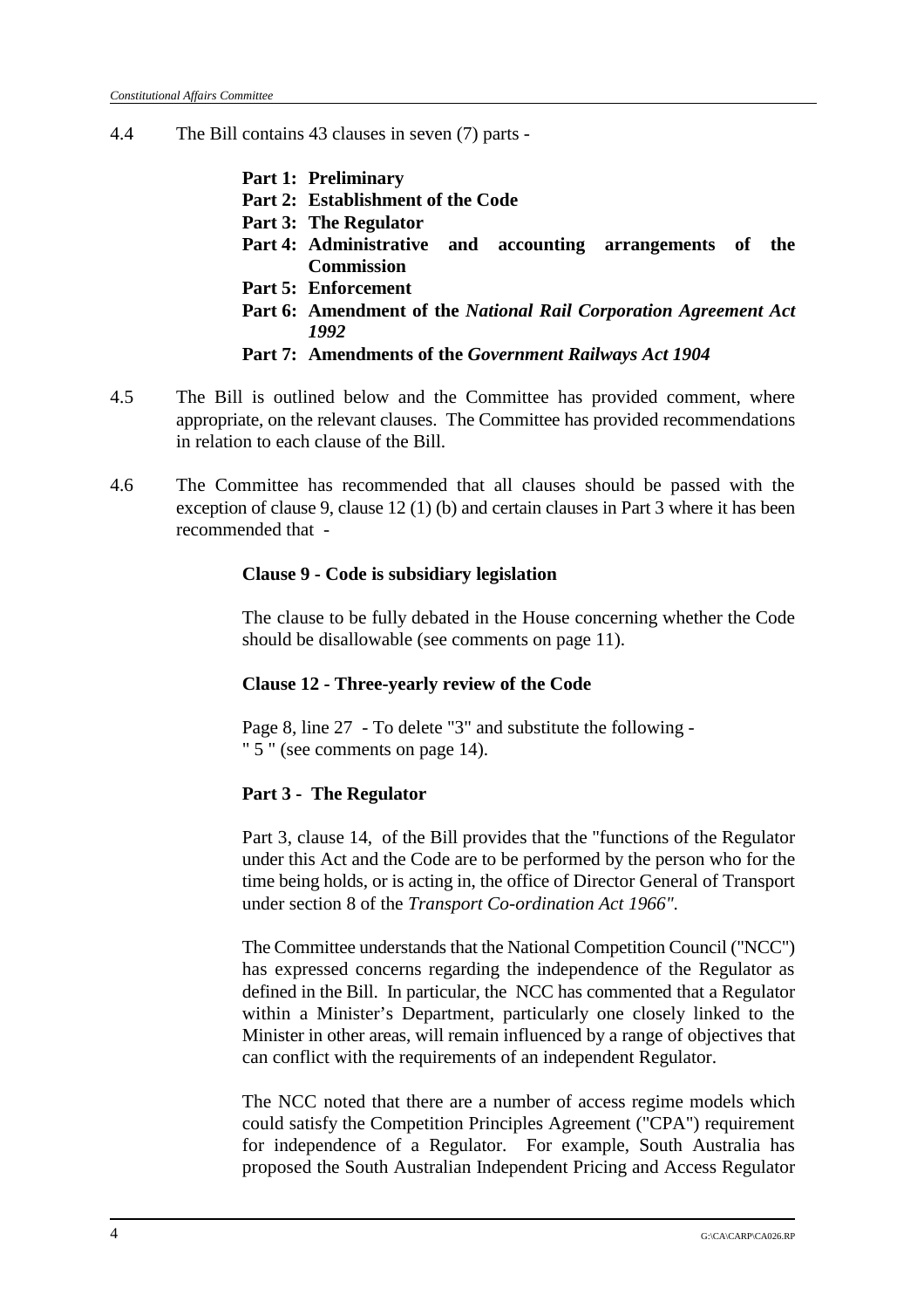4.4 The Bill contains 43 clauses in seven (7) parts -

**Part 1: Preliminary**
**Part 2: Establishment of the Code**
**Part 3: The Regulator**
**Part 4: Administrative and accounting arrangements of the Commission**
**Part 5: Enforcement**
**Part 6: Amendment of the *National Rail Corporation Agreement Act 1992***
**Part 7: Amendments of the *Government Railways Act 1904***

4.5 The Bill is outlined below and the Committee has provided comment, where appropriate, on the relevant clauses. The Committee has provided recommendations in relation to each clause of the Bill.

4.6 The Committee has recommended that all clauses should be passed with the exception of clause 9, clause 12 (1) (b) and certain clauses in Part 3 where it has been recommended that -

**Clause 9 - Code is subsidiary legislation**

The clause to be fully debated in the House concerning whether the Code should be disallowable (see comments on page 11).

**Clause 12 - Three-yearly review of the Code**

Page 8, line 27 - To delete "3" and substitute the following - " 5 " (see comments on page 14).

**Part 3 - The Regulator**

Part 3, clause 14, of the Bill provides that the "functions of the Regulator under this Act and the Code are to be performed by the person who for the time being holds, or is acting in, the office of Director General of Transport under section 8 of the *Transport Co-ordination Act 1966"*.

The Committee understands that the National Competition Council ("NCC") has expressed concerns regarding the independence of the Regulator as defined in the Bill. In particular, the NCC has commented that a Regulator within a Minister's Department, particularly one closely linked to the Minister in other areas, will remain influenced by a range of objectives that can conflict with the requirements of an independent Regulator.

The NCC noted that there are a number of access regime models which could satisfy the Competition Principles Agreement ("CPA") requirement for independence of a Regulator. For example, South Australia has proposed the South Australian Independent Pricing and Access Regulator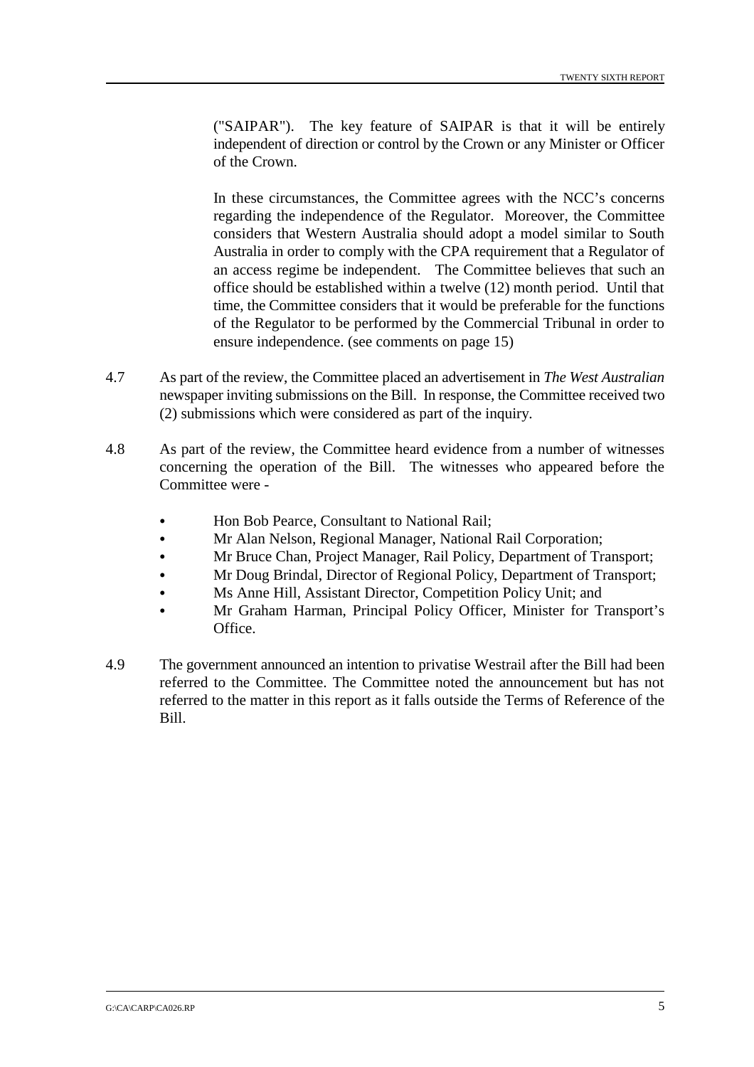("SAIPAR"). The key feature of SAIPAR is that it will be entirely independent of direction or control by the Crown or any Minister or Officer of the Crown.

In these circumstances, the Committee agrees with the NCC's concerns regarding the independence of the Regulator. Moreover, the Committee considers that Western Australia should adopt a model similar to South Australia in order to comply with the CPA requirement that a Regulator of an access regime be independent. The Committee believes that such an office should be established within a twelve (12) month period. Until that time, the Committee considers that it would be preferable for the functions of the Regulator to be performed by the Commercial Tribunal in order to ensure independence. (see comments on page 15)

4.7 As part of the review, the Committee placed an advertisement in *The West Australian* newspaper inviting submissions on the Bill. In response, the Committee received two (2) submissions which were considered as part of the inquiry.

4.8 As part of the review, the Committee heard evidence from a number of witnesses concerning the operation of the Bill. The witnesses who appeared before the Committee were -

- Hon Bob Pearce, Consultant to National Rail;
- Mr Alan Nelson, Regional Manager, National Rail Corporation;
- Mr Bruce Chan, Project Manager, Rail Policy, Department of Transport;
- Mr Doug Brindal, Director of Regional Policy, Department of Transport;
- Ms Anne Hill, Assistant Director, Competition Policy Unit; and
- Mr Graham Harman, Principal Policy Officer, Minister for Transport's Office.

4.9 The government announced an intention to privatise Westrail after the Bill had been referred to the Committee. The Committee noted the announcement but has not referred to the matter in this report as it falls outside the Terms of Reference of the Bill.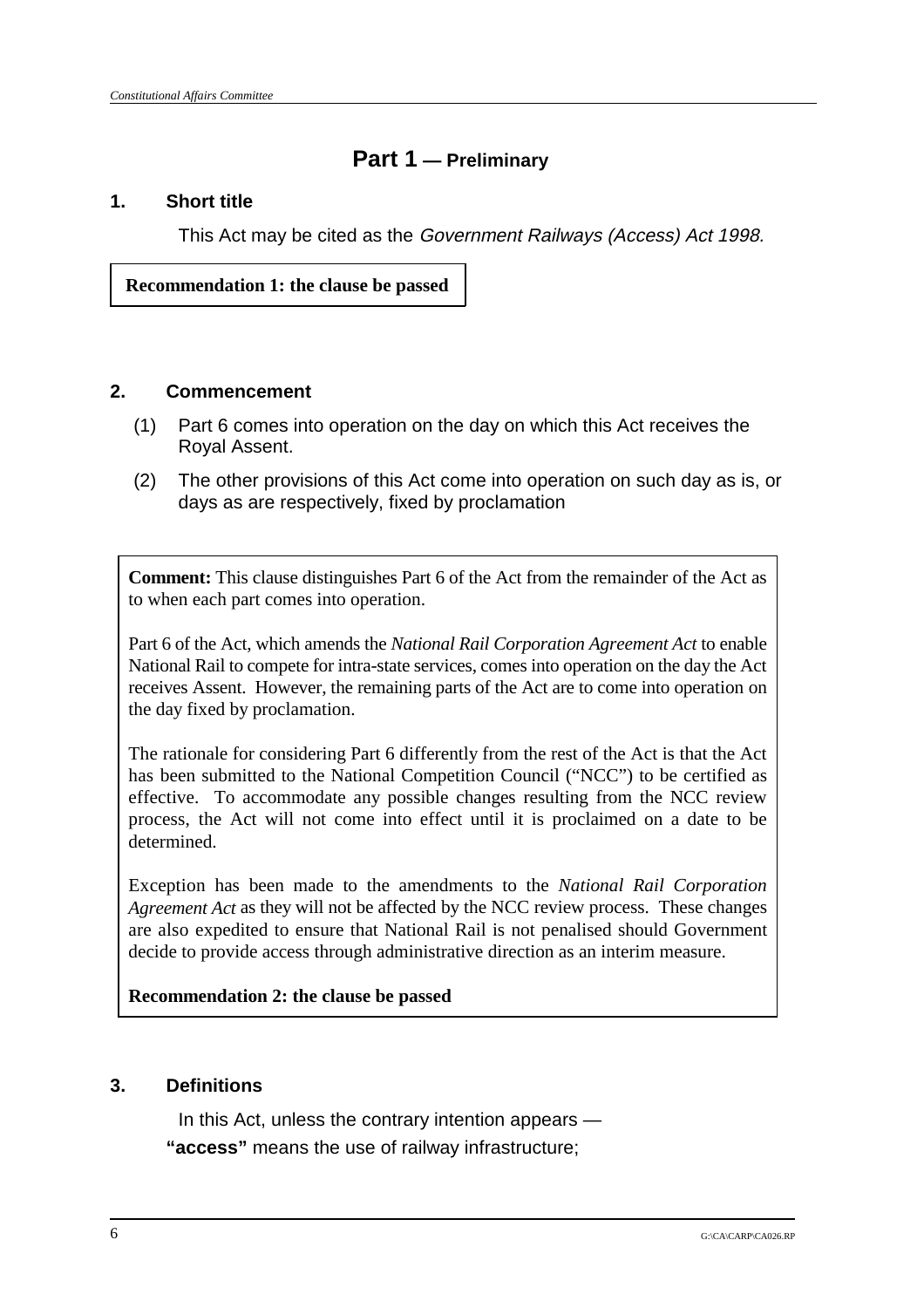# Part 1 — Preliminary

### 1. Short title

This Act may be cited as the *Government Railways (Access) Act 1998.*

**Recommendation 1: the clause be passed**

### 2. Commencement

(1) Part 6 comes into operation on the day on which this Act receives the Royal Assent.

(2) The other provisions of this Act come into operation on such day as is, or days as are respectively, fixed by proclamation

**Comment:** This clause distinguishes Part 6 of the Act from the remainder of the Act as to when each part comes into operation.

Part 6 of the Act, which amends the *National Rail Corporation Agreement Act* to enable National Rail to compete for intra-state services, comes into operation on the day the Act receives Assent. However, the remaining parts of the Act are to come into operation on the day fixed by proclamation.

The rationale for considering Part 6 differently from the rest of the Act is that the Act has been submitted to the National Competition Council ("NCC") to be certified as effective. To accommodate any possible changes resulting from the NCC review process, the Act will not come into effect until it is proclaimed on a date to be determined.

Exception has been made to the amendments to the *National Rail Corporation Agreement Act* as they will not be affected by the NCC review process. These changes are also expedited to ensure that National Rail is not penalised should Government decide to provide access through administrative direction as an interim measure.

**Recommendation 2: the clause be passed**

### 3. Definitions

In this Act, unless the contrary intention appears —

**"access"** means the use of railway infrastructure;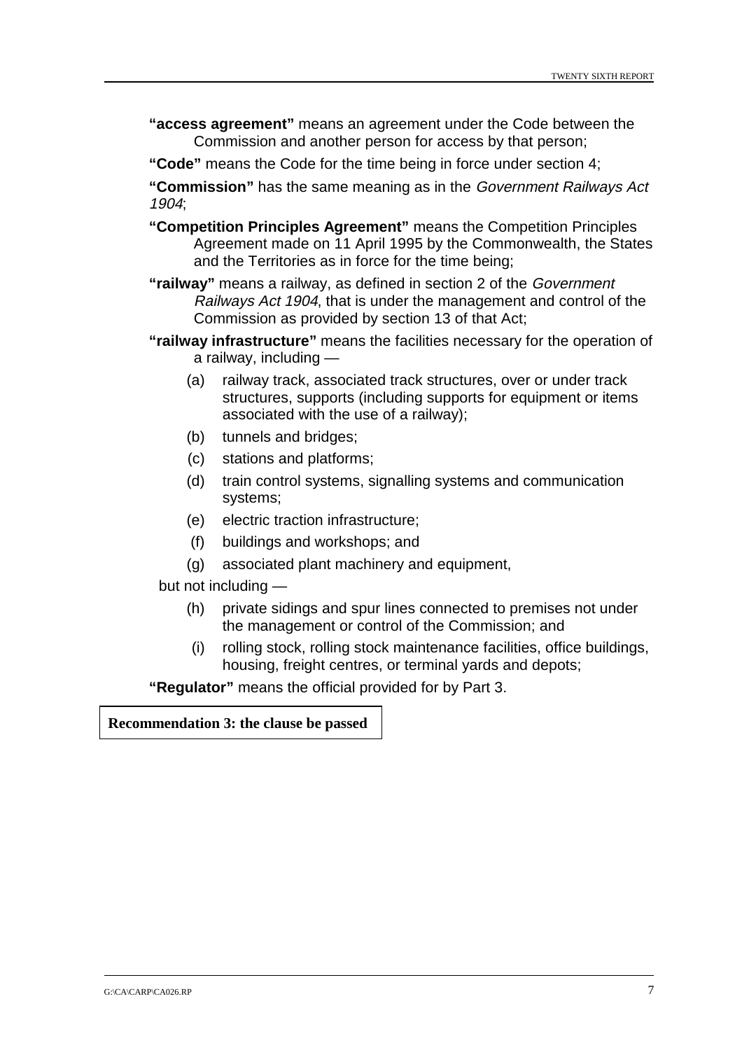**"access agreement"** means an agreement under the Code between the Commission and another person for access by that person;

**"Code"** means the Code for the time being in force under section 4;

**"Commission"** has the same meaning as in the *Government Railways Act 1904*;

**"Competition Principles Agreement"** means the Competition Principles Agreement made on 11 April 1995 by the Commonwealth, the States and the Territories as in force for the time being;

**"railway"** means a railway, as defined in section 2 of the *Government Railways Act 1904*, that is under the management and control of the Commission as provided by section 13 of that Act;

**"railway infrastructure"** means the facilities necessary for the operation of a railway, including —

- (a) railway track, associated track structures, over or under track structures, supports (including supports for equipment or items associated with the use of a railway);
- (b) tunnels and bridges;
- (c) stations and platforms;
- (d) train control systems, signalling systems and communication systems;
- (e) electric traction infrastructure;
- (f) buildings and workshops; and
- (g) associated plant machinery and equipment,

but not including —

- (h) private sidings and spur lines connected to premises not under the management or control of the Commission; and
- (i) rolling stock, rolling stock maintenance facilities, office buildings, housing, freight centres, or terminal yards and depots;

**"Regulator"** means the official provided for by Part 3.

**Recommendation 3: the clause be passed**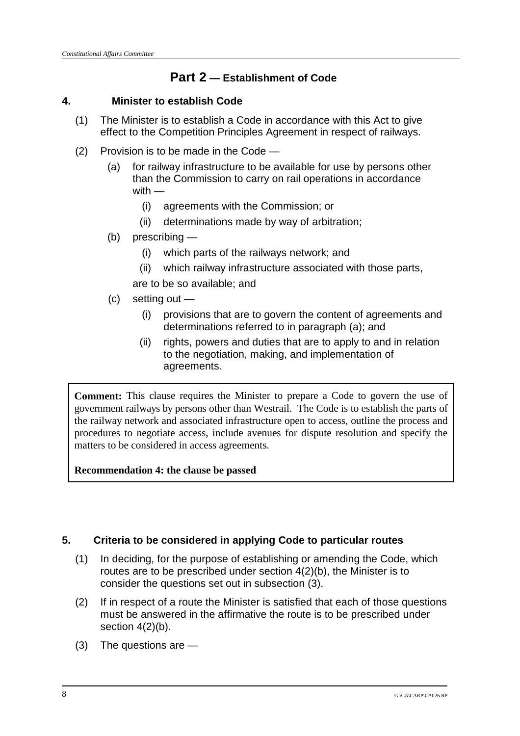## Part 2 — Establishment of Code

### 4. Minister to establish Code

(1) The Minister is to establish a Code in accordance with this Act to give effect to the Competition Principles Agreement in respect of railways.

(2) Provision is to be made in the Code —

- (a) for railway infrastructure to be available for use by persons other than the Commission to carry on rail operations in accordance with —
  - (i) agreements with the Commission; or
  - (ii) determinations made by way of arbitration;
- (b) prescribing —
  - (i) which parts of the railways network; and
  - (ii) which railway infrastructure associated with those parts,

  are to be so available; and
- (c) setting out —
  - (i) provisions that are to govern the content of agreements and determinations referred to in paragraph (a); and
  - (ii) rights, powers and duties that are to apply to and in relation to the negotiation, making, and implementation of agreements.

> **Comment:** This clause requires the Minister to prepare a Code to govern the use of government railways by persons other than Westrail. The Code is to establish the parts of the railway network and associated infrastructure open to access, outline the process and procedures to negotiate access, include avenues for dispute resolution and specify the matters to be considered in access agreements.
>
> **Recommendation 4: the clause be passed**

### 5. Criteria to be considered in applying Code to particular routes

(1) In deciding, for the purpose of establishing or amending the Code, which routes are to be prescribed under section 4(2)(b), the Minister is to consider the questions set out in subsection (3).

(2) If in respect of a route the Minister is satisfied that each of those questions must be answered in the affirmative the route is to be prescribed under section 4(2)(b).

(3) The questions are —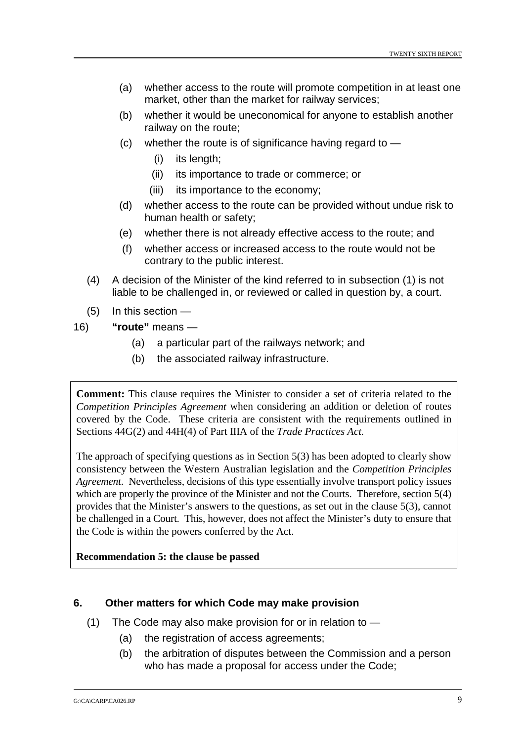(a) whether access to the route will promote competition in at least one market, other than the market for railway services;

(b) whether it would be uneconomical for anyone to establish another railway on the route;

(c) whether the route is of significance having regard to —

  (i) its length;

  (ii) its importance to trade or commerce; or

  (iii) its importance to the economy;

(d) whether access to the route can be provided without undue risk to human health or safety;

(e) whether there is not already effective access to the route; and

(f) whether access or increased access to the route would not be contrary to the public interest.

(4) A decision of the Minister of the kind referred to in subsection (1) is not liable to be challenged in, or reviewed or called in question by, a court.

(5) In this section —

16) **"route"** means —

  (a) a particular part of the railways network; and

  (b) the associated railway infrastructure.

**Comment:** This clause requires the Minister to consider a set of criteria related to the *Competition Principles Agreement* when considering an addition or deletion of routes covered by the Code. These criteria are consistent with the requirements outlined in Sections 44G(2) and 44H(4) of Part IIIA of the *Trade Practices Act.*

The approach of specifying questions as in Section 5(3) has been adopted to clearly show consistency between the Western Australian legislation and the *Competition Principles Agreement*. Nevertheless, decisions of this type essentially involve transport policy issues which are properly the province of the Minister and not the Courts. Therefore, section 5(4) provides that the Minister's answers to the questions, as set out in the clause 5(3), cannot be challenged in a Court. This, however, does not affect the Minister's duty to ensure that the Code is within the powers conferred by the Act.

**Recommendation 5: the clause be passed**

### 6. Other matters for which Code may make provision

(1) The Code may also make provision for or in relation to —

(a) the registration of access agreements;

(b) the arbitration of disputes between the Commission and a person who has made a proposal for access under the Code;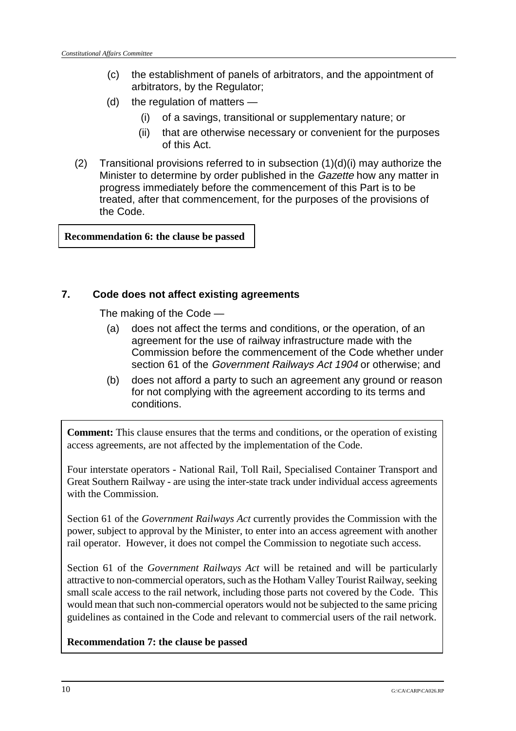(c) the establishment of panels of arbitrators, and the appointment of arbitrators, by the Regulator;

(d) the regulation of matters —

(i) of a savings, transitional or supplementary nature; or

(ii) that are otherwise necessary or convenient for the purposes of this Act.

(2) Transitional provisions referred to in subsection (1)(d)(i) may authorize the Minister to determine by order published in the *Gazette* how any matter in progress immediately before the commencement of this Part is to be treated, after that commencement, for the purposes of the provisions of the Code.

**Recommendation 6: the clause be passed**

## 7. Code does not affect existing agreements

The making of the Code —

(a) does not affect the terms and conditions, or the operation, of an agreement for the use of railway infrastructure made with the Commission before the commencement of the Code whether under section 61 of the *Government Railways Act 1904* or otherwise; and

(b) does not afford a party to such an agreement any ground or reason for not complying with the agreement according to its terms and conditions.

**Comment:** This clause ensures that the terms and conditions, or the operation of existing access agreements, are not affected by the implementation of the Code.

Four interstate operators - National Rail, Toll Rail, Specialised Container Transport and Great Southern Railway - are using the inter-state track under individual access agreements with the Commission.

Section 61 of the *Government Railways Act* currently provides the Commission with the power, subject to approval by the Minister, to enter into an access agreement with another rail operator. However, it does not compel the Commission to negotiate such access.

Section 61 of the *Government Railways Act* will be retained and will be particularly attractive to non-commercial operators, such as the Hotham Valley Tourist Railway, seeking small scale access to the rail network, including those parts not covered by the Code. This would mean that such non-commercial operators would not be subjected to the same pricing guidelines as contained in the Code and relevant to commercial users of the rail network.

**Recommendation 7: the clause be passed**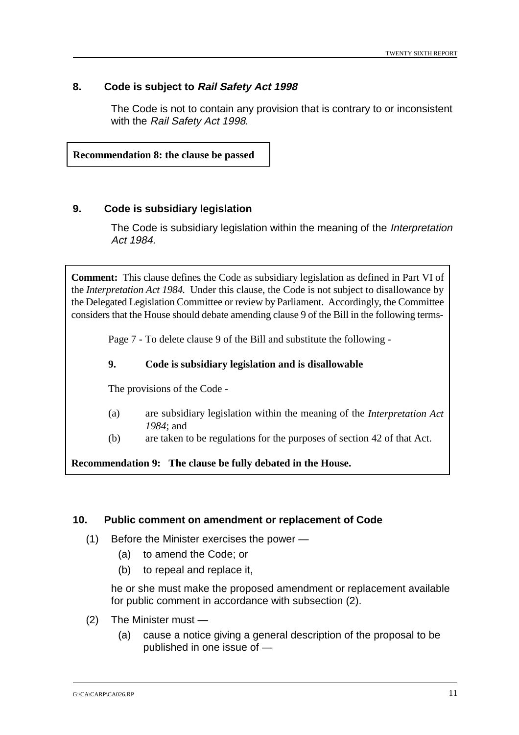## 8. Code is subject to *Rail Safety Act 1998*

The Code is not to contain any provision that is contrary to or inconsistent with the *Rail Safety Act 1998*.

**Recommendation 8: the clause be passed**

## 9. Code is subsidiary legislation

The Code is subsidiary legislation within the meaning of the *Interpretation Act 1984.*

**Comment:** This clause defines the Code as subsidiary legislation as defined in Part VI of the *Interpretation Act 1984.* Under this clause, the Code is not subject to disallowance by the Delegated Legislation Committee or review by Parliament. Accordingly, the Committee considers that the House should debate amending clause 9 of the Bill in the following terms-

Page 7 - To delete clause 9 of the Bill and substitute the following -

**9. Code is subsidiary legislation and is disallowable**

The provisions of the Code -

(a) are subsidiary legislation within the meaning of the *Interpretation Act 1984*; and

(b) are taken to be regulations for the purposes of section 42 of that Act.

**Recommendation 9: The clause be fully debated in the House.**

## 10. Public comment on amendment or replacement of Code

(1) Before the Minister exercises the power —

  (a) to amend the Code; or

  (b) to repeal and replace it,

he or she must make the proposed amendment or replacement available for public comment in accordance with subsection (2).

(2) The Minister must —

  (a) cause a notice giving a general description of the proposal to be published in one issue of —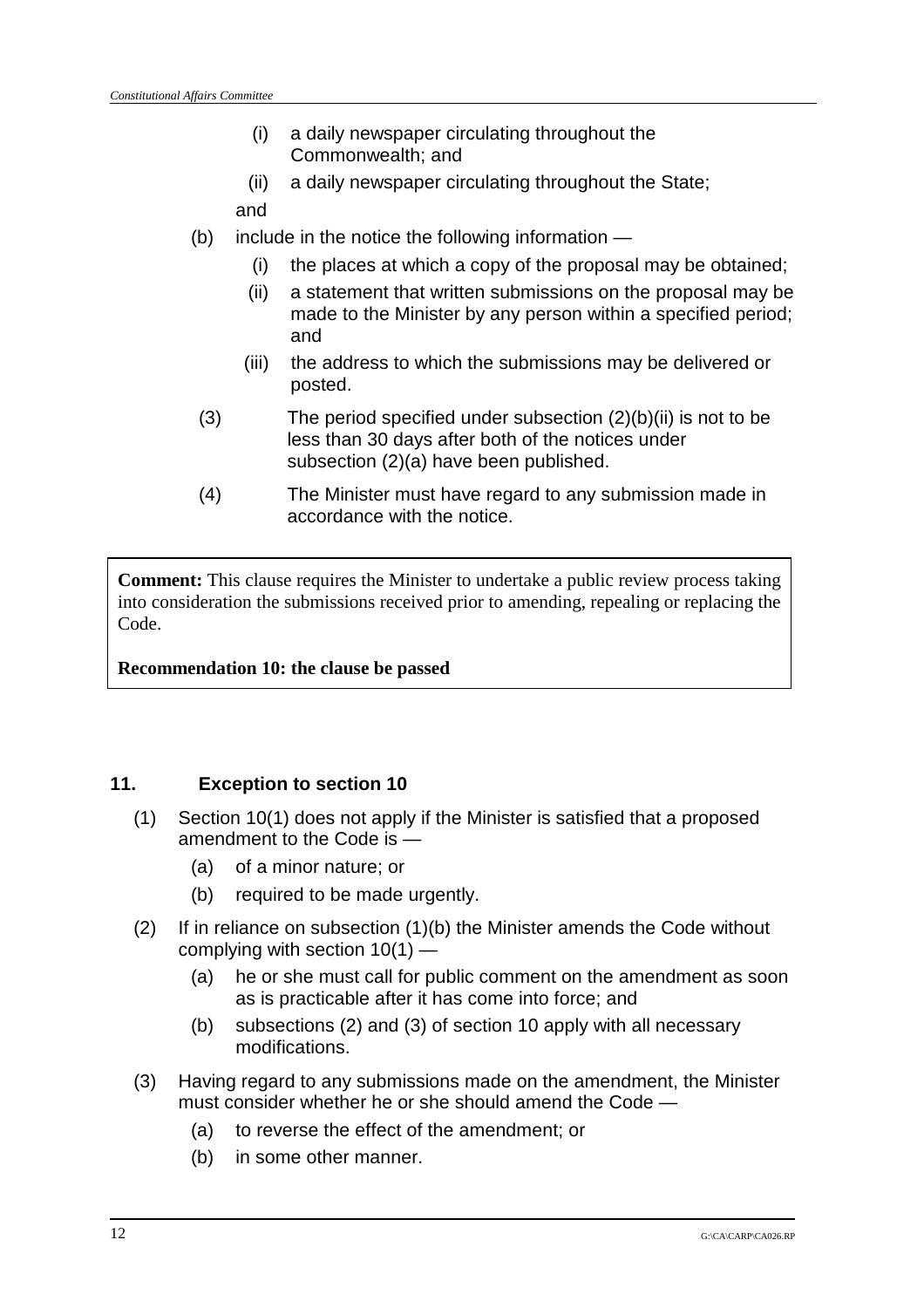- (i) a daily newspaper circulating throughout the Commonwealth; and
  - (ii) a daily newspaper circulating throughout the State;

  and

- (b) include in the notice the following information —
  - (i) the places at which a copy of the proposal may be obtained;
  - (ii) a statement that written submissions on the proposal may be made to the Minister by any person within a specified period; and
  - (iii) the address to which the submissions may be delivered or posted.

(3) The period specified under subsection (2)(b)(ii) is not to be less than 30 days after both of the notices under subsection (2)(a) have been published.

(4) The Minister must have regard to any submission made in accordance with the notice.

> **Comment:** This clause requires the Minister to undertake a public review process taking into consideration the submissions received prior to amending, repealing or replacing the Code.
>
> **Recommendation 10: the clause be passed**

### 11. Exception to section 10

(1) Section 10(1) does not apply if the Minister is satisfied that a proposed amendment to the Code is —

- (a) of a minor nature; or
- (b) required to be made urgently.

(2) If in reliance on subsection (1)(b) the Minister amends the Code without complying with section 10(1) —

- (a) he or she must call for public comment on the amendment as soon as is practicable after it has come into force; and
- (b) subsections (2) and (3) of section 10 apply with all necessary modifications.

(3) Having regard to any submissions made on the amendment, the Minister must consider whether he or she should amend the Code —

- (a) to reverse the effect of the amendment; or
- (b) in some other manner.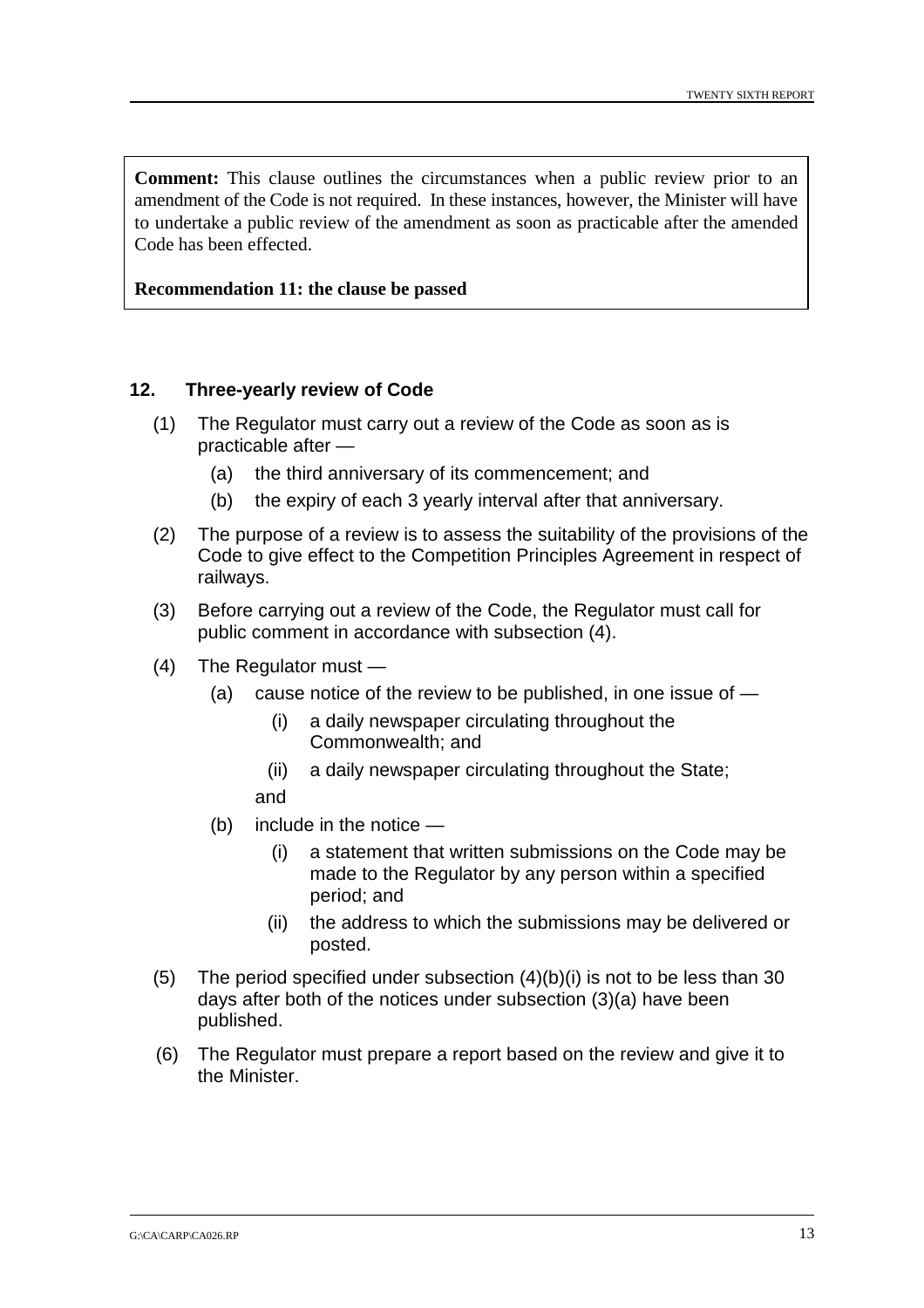**Comment:** This clause outlines the circumstances when a public review prior to an amendment of the Code is not required. In these instances, however, the Minister will have to undertake a public review of the amendment as soon as practicable after the amended Code has been effected.

**Recommendation 11: the clause be passed**

### 12. Three-yearly review of Code

(1) The Regulator must carry out a review of the Code as soon as is practicable after —

- (a) the third anniversary of its commencement; and
- (b) the expiry of each 3 yearly interval after that anniversary.

(2) The purpose of a review is to assess the suitability of the provisions of the Code to give effect to the Competition Principles Agreement in respect of railways.

(3) Before carrying out a review of the Code, the Regulator must call for public comment in accordance with subsection (4).

(4) The Regulator must —

- (a) cause notice of the review to be published, in one issue of —
  - (i) a daily newspaper circulating throughout the Commonwealth; and
  - (ii) a daily newspaper circulating throughout the State;

  and
- (b) include in the notice —
  - (i) a statement that written submissions on the Code may be made to the Regulator by any person within a specified period; and
  - (ii) the address to which the submissions may be delivered or posted.

(5) The period specified under subsection (4)(b)(i) is not to be less than 30 days after both of the notices under subsection (3)(a) have been published.

(6) The Regulator must prepare a report based on the review and give it to the Minister.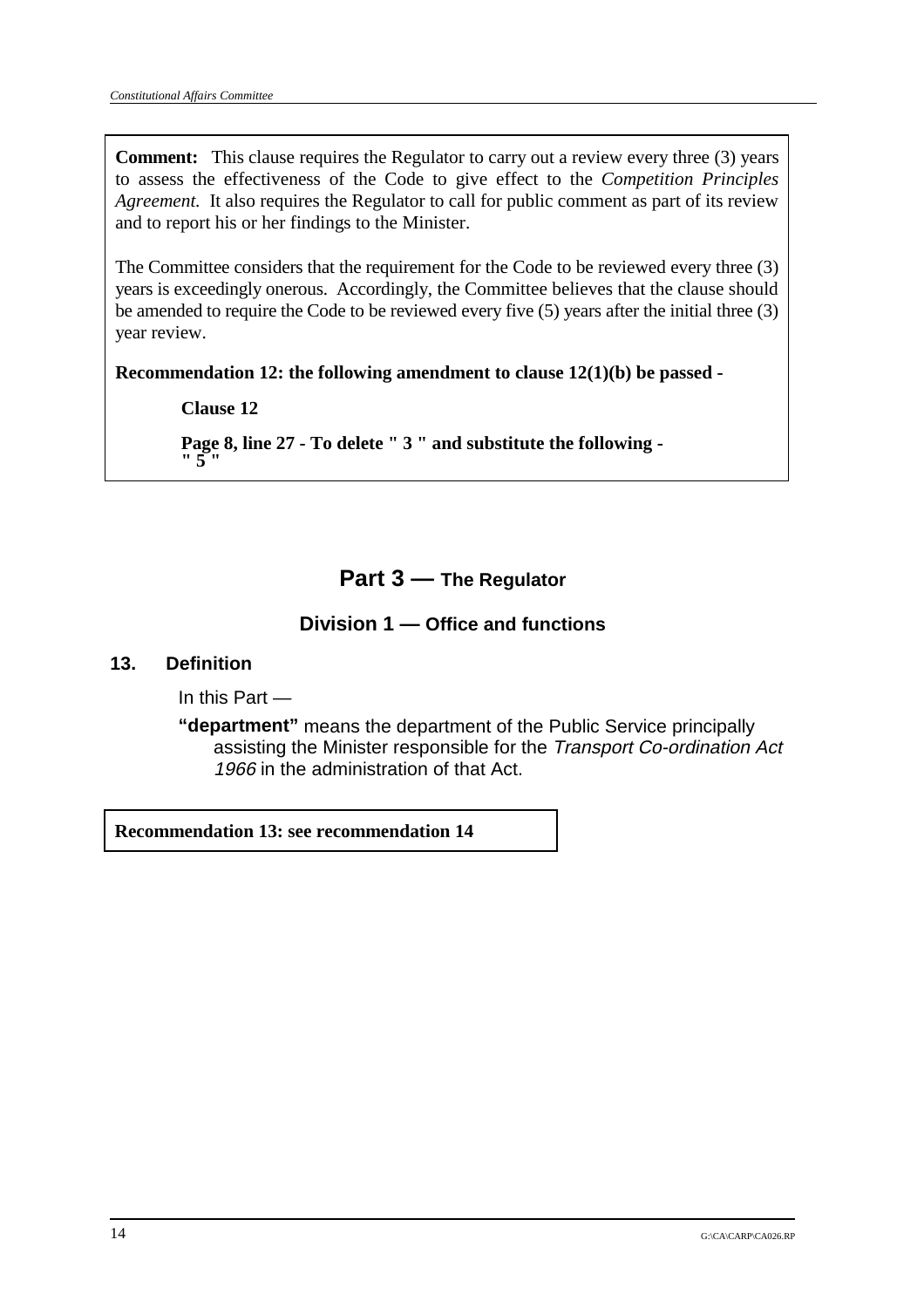**Comment:** This clause requires the Regulator to carry out a review every three (3) years to assess the effectiveness of the Code to give effect to the *Competition Principles Agreement.* It also requires the Regulator to call for public comment as part of its review and to report his or her findings to the Minister.

The Committee considers that the requirement for the Code to be reviewed every three (3) years is exceedingly onerous. Accordingly, the Committee believes that the clause should be amended to require the Code to be reviewed every five (5) years after the initial three (3) year review.

**Recommendation 12: the following amendment to clause 12(1)(b) be passed -**

> **Clause 12**
>
> **Page 8, line 27 - To delete " 3 " and substitute the following - " 5 "**

## Part 3 — The Regulator

### Division 1 — Office and functions

#### 13. Definition

In this Part —

**"department"** means the department of the Public Service principally assisting the Minister responsible for the *Transport Co-ordination Act 1966* in the administration of that Act.

**Recommendation 13: see recommendation 14**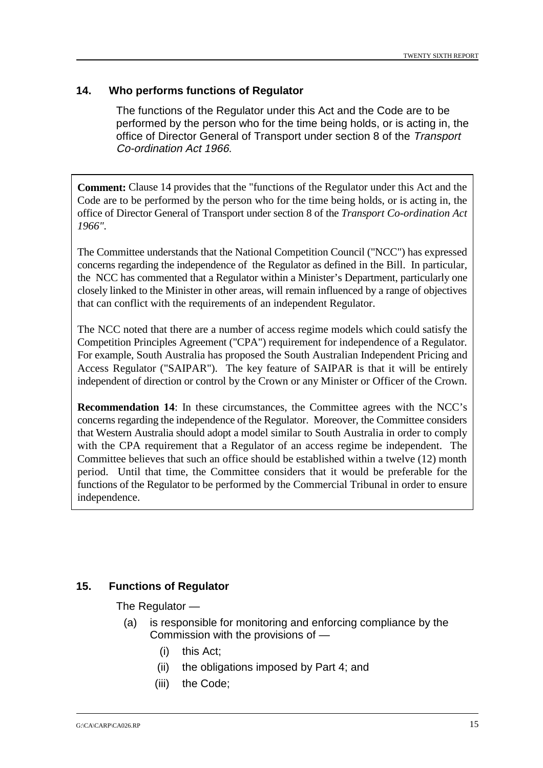### 14. Who performs functions of Regulator

The functions of the Regulator under this Act and the Code are to be performed by the person who for the time being holds, or is acting in, the office of Director General of Transport under section 8 of the *Transport Co-ordination Act 1966*.

**Comment:** Clause 14 provides that the "functions of the Regulator under this Act and the Code are to be performed by the person who for the time being holds, or is acting in, the office of Director General of Transport under section 8 of the *Transport Co-ordination Act 1966"*.

The Committee understands that the National Competition Council ("NCC") has expressed concerns regarding the independence of the Regulator as defined in the Bill. In particular, the NCC has commented that a Regulator within a Minister's Department, particularly one closely linked to the Minister in other areas, will remain influenced by a range of objectives that can conflict with the requirements of an independent Regulator.

The NCC noted that there are a number of access regime models which could satisfy the Competition Principles Agreement ("CPA") requirement for independence of a Regulator. For example, South Australia has proposed the South Australian Independent Pricing and Access Regulator ("SAIPAR"). The key feature of SAIPAR is that it will be entirely independent of direction or control by the Crown or any Minister or Officer of the Crown.

**Recommendation 14**: In these circumstances, the Committee agrees with the NCC's concerns regarding the independence of the Regulator. Moreover, the Committee considers that Western Australia should adopt a model similar to South Australia in order to comply with the CPA requirement that a Regulator of an access regime be independent. The Committee believes that such an office should be established within a twelve (12) month period. Until that time, the Committee considers that it would be preferable for the functions of the Regulator to be performed by the Commercial Tribunal in order to ensure independence.

### 15. Functions of Regulator

The Regulator —

- (a) is responsible for monitoring and enforcing compliance by the Commission with the provisions of —
  - (i) this Act;
  - (ii) the obligations imposed by Part 4; and
  - (iii) the Code;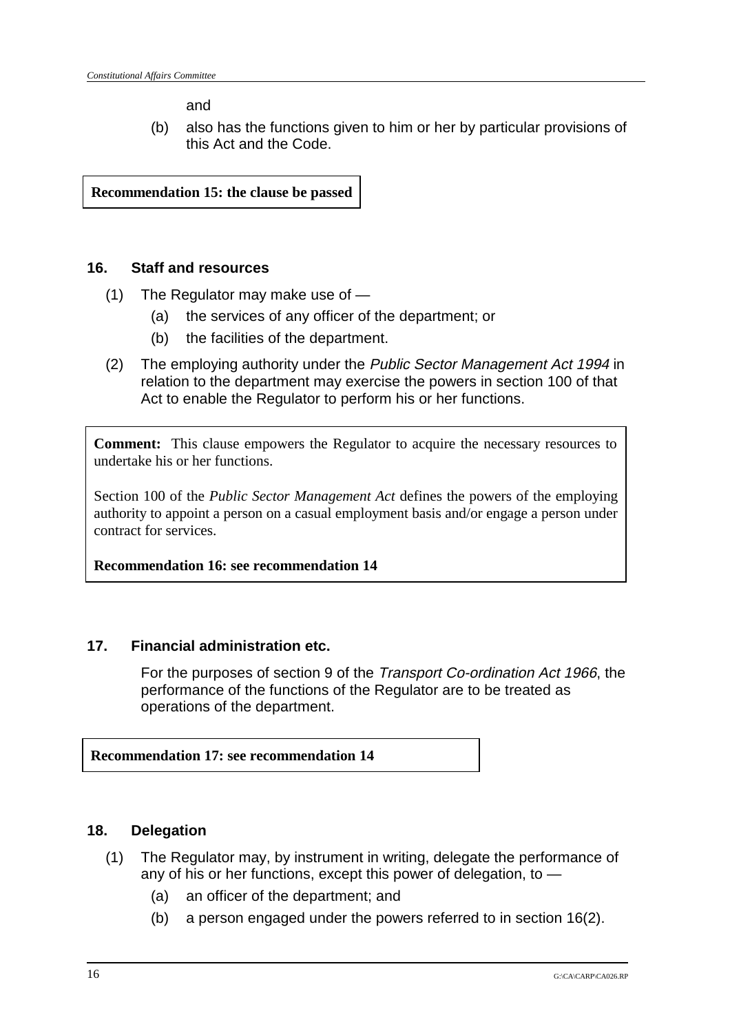and

(b) also has the functions given to him or her by particular provisions of this Act and the Code.

**Recommendation 15: the clause be passed**

### 16. Staff and resources

(1) The Regulator may make use of —

  (a) the services of any officer of the department; or

  (b) the facilities of the department.

(2) The employing authority under the *Public Sector Management Act 1994* in relation to the department may exercise the powers in section 100 of that Act to enable the Regulator to perform his or her functions.

**Comment:** This clause empowers the Regulator to acquire the necessary resources to undertake his or her functions.

Section 100 of the *Public Sector Management Act* defines the powers of the employing authority to appoint a person on a casual employment basis and/or engage a person under contract for services.

**Recommendation 16: see recommendation 14**

### 17. Financial administration etc.

For the purposes of section 9 of the *Transport Co-ordination Act 1966*, the performance of the functions of the Regulator are to be treated as operations of the department.

**Recommendation 17: see recommendation 14**

### 18. Delegation

(1) The Regulator may, by instrument in writing, delegate the performance of any of his or her functions, except this power of delegation, to —

  (a) an officer of the department; and

  (b) a person engaged under the powers referred to in section 16(2).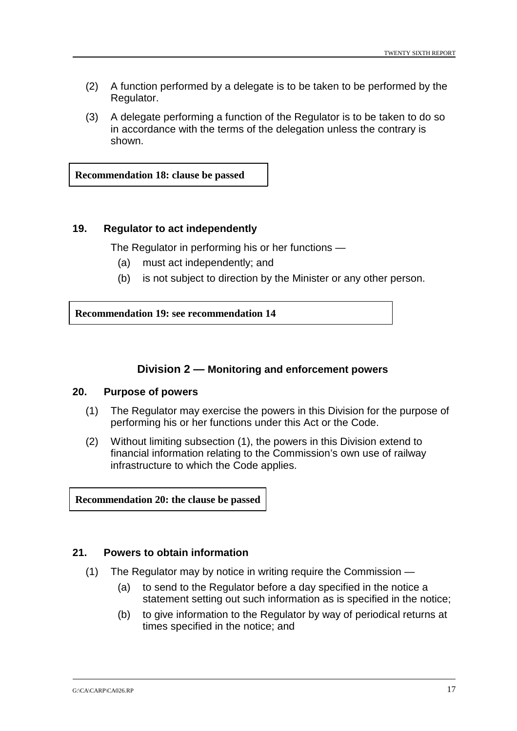(2) A function performed by a delegate is to be taken to be performed by the Regulator.

(3) A delegate performing a function of the Regulator is to be taken to do so in accordance with the terms of the delegation unless the contrary is shown.

**Recommendation 18: clause be passed**

### 19. Regulator to act independently

The Regulator in performing his or her functions —

(a) must act independently; and

(b) is not subject to direction by the Minister or any other person.

**Recommendation 19: see recommendation 14**

## Division 2 — Monitoring and enforcement powers

### 20. Purpose of powers

(1) The Regulator may exercise the powers in this Division for the purpose of performing his or her functions under this Act or the Code.

(2) Without limiting subsection (1), the powers in this Division extend to financial information relating to the Commission's own use of railway infrastructure to which the Code applies.

**Recommendation 20: the clause be passed**

### 21. Powers to obtain information

(1) The Regulator may by notice in writing require the Commission —

(a) to send to the Regulator before a day specified in the notice a statement setting out such information as is specified in the notice;

(b) to give information to the Regulator by way of periodical returns at times specified in the notice; and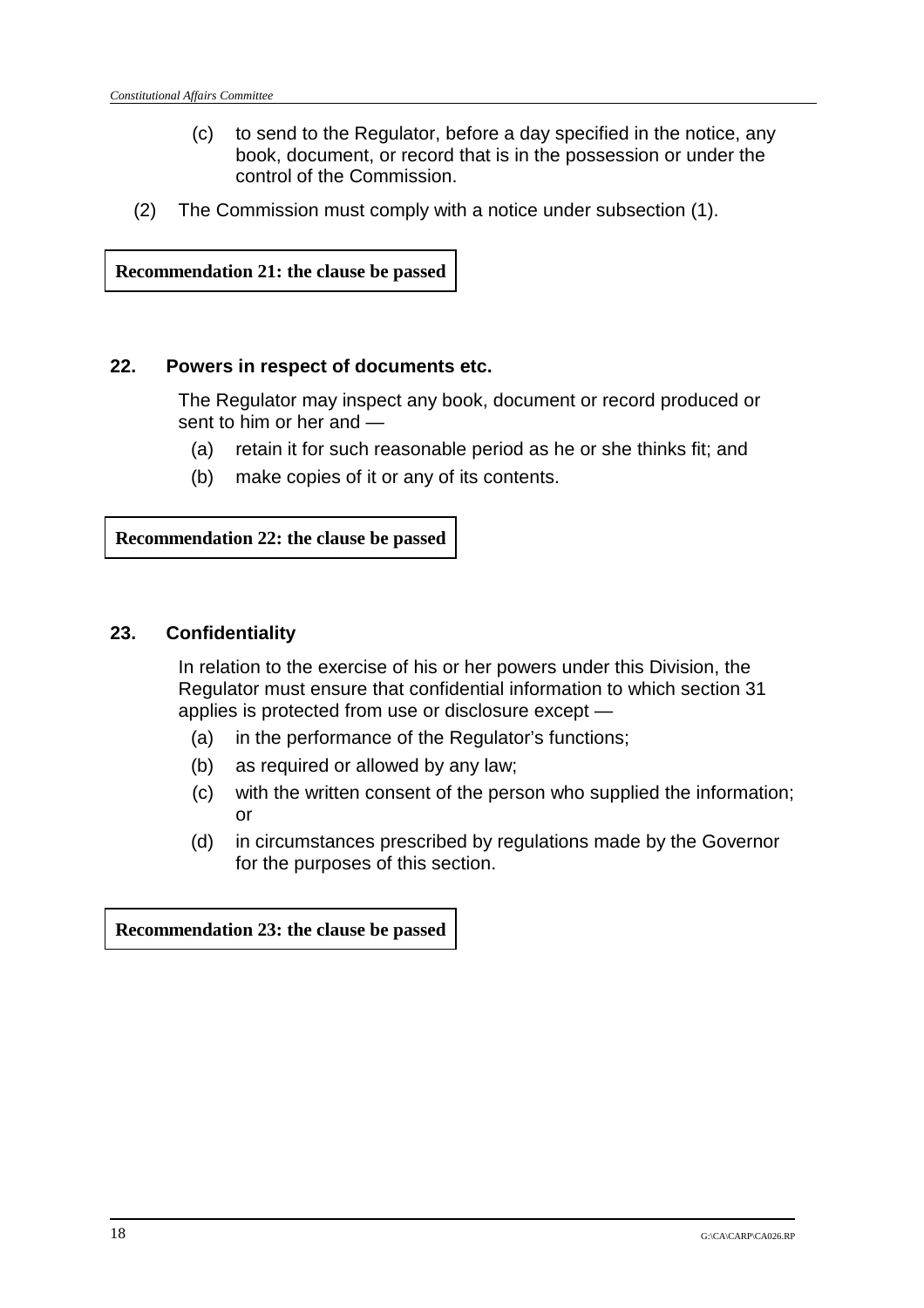(c) to send to the Regulator, before a day specified in the notice, any book, document, or record that is in the possession or under the control of the Commission.

(2) The Commission must comply with a notice under subsection (1).

**Recommendation 21: the clause be passed**

### 22. Powers in respect of documents etc.

The Regulator may inspect any book, document or record produced or sent to him or her and —

(a) retain it for such reasonable period as he or she thinks fit; and

(b) make copies of it or any of its contents.

**Recommendation 22: the clause be passed**

### 23. Confidentiality

In relation to the exercise of his or her powers under this Division, the Regulator must ensure that confidential information to which section 31 applies is protected from use or disclosure except —

(a) in the performance of the Regulator's functions;

(b) as required or allowed by any law;

(c) with the written consent of the person who supplied the information; or

(d) in circumstances prescribed by regulations made by the Governor for the purposes of this section.

**Recommendation 23: the clause be passed**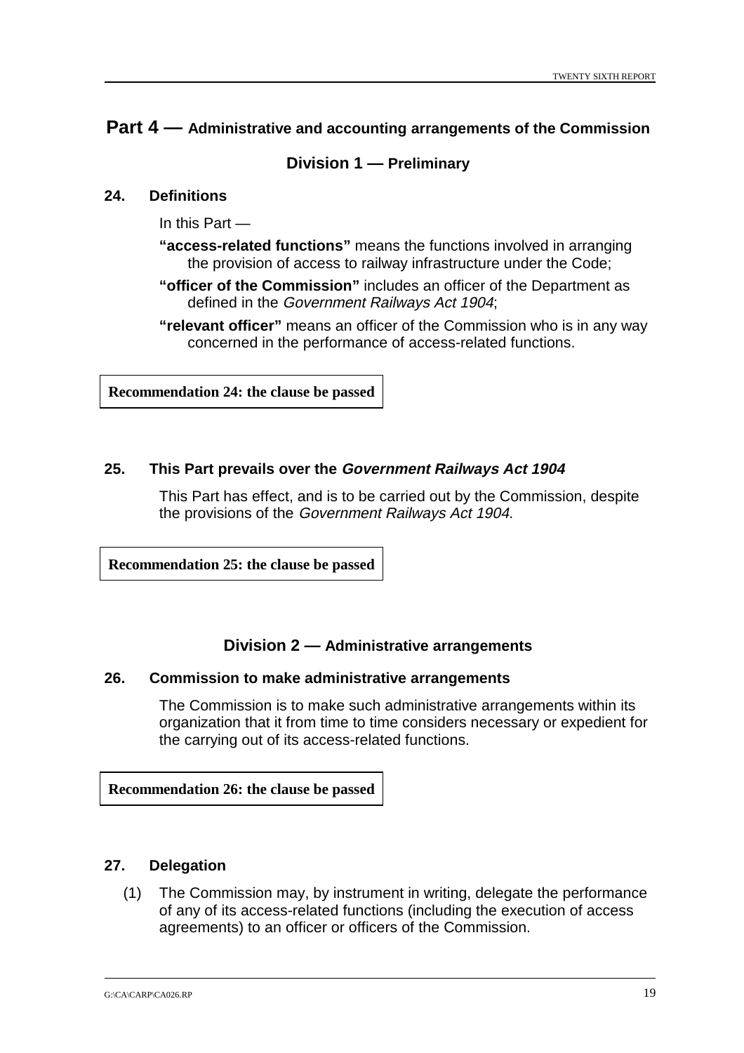# Part 4 — Administrative and accounting arrangements of the Commission

## Division 1 — Preliminary

### 24. Definitions

In this Part —

**"access-related functions"** means the functions involved in arranging the provision of access to railway infrastructure under the Code;

**"officer of the Commission"** includes an officer of the Department as defined in the *Government Railways Act 1904*;

**"relevant officer"** means an officer of the Commission who is in any way concerned in the performance of access-related functions.

**Recommendation 24: the clause be passed**

### 25. This Part prevails over the *Government Railways Act 1904*

This Part has effect, and is to be carried out by the Commission, despite the provisions of the *Government Railways Act 1904*.

**Recommendation 25: the clause be passed**

## Division 2 — Administrative arrangements

### 26. Commission to make administrative arrangements

The Commission is to make such administrative arrangements within its organization that it from time to time considers necessary or expedient for the carrying out of its access-related functions.

**Recommendation 26: the clause be passed**

### 27. Delegation

(1) The Commission may, by instrument in writing, delegate the performance of any of its access-related functions (including the execution of access agreements) to an officer or officers of the Commission.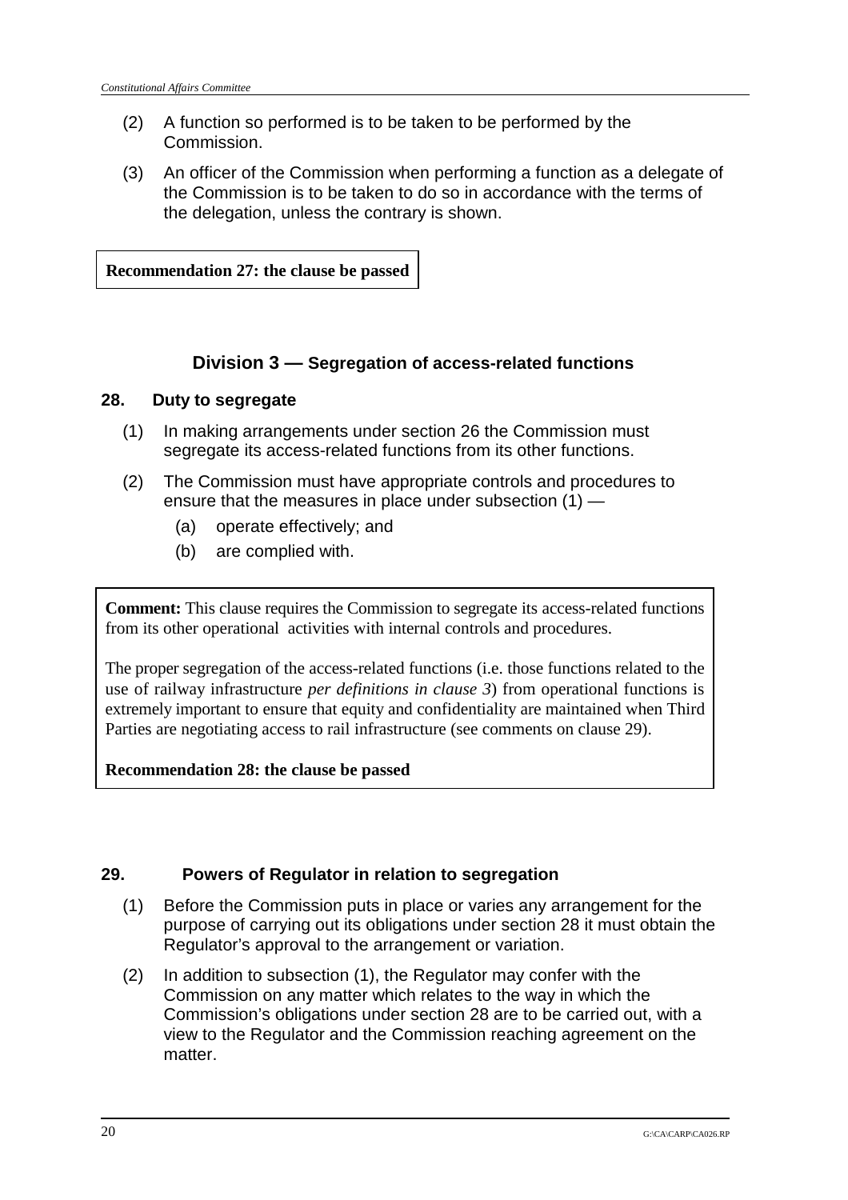(2) A function so performed is to be taken to be performed by the Commission.

(3) An officer of the Commission when performing a function as a delegate of the Commission is to be taken to do so in accordance with the terms of the delegation, unless the contrary is shown.

**Recommendation 27: the clause be passed**

## Division 3 — Segregation of access-related functions

### 28. Duty to segregate

(1) In making arrangements under section 26 the Commission must segregate its access-related functions from its other functions.

(2) The Commission must have appropriate controls and procedures to ensure that the measures in place under subsection (1) —

  (a) operate effectively; and

  (b) are complied with.

**Comment:** This clause requires the Commission to segregate its access-related functions from its other operational activities with internal controls and procedures.

The proper segregation of the access-related functions (i.e. those functions related to the use of railway infrastructure *per definitions in clause 3*) from operational functions is extremely important to ensure that equity and confidentiality are maintained when Third Parties are negotiating access to rail infrastructure (see comments on clause 29).

**Recommendation 28: the clause be passed**

### 29. Powers of Regulator in relation to segregation

(1) Before the Commission puts in place or varies any arrangement for the purpose of carrying out its obligations under section 28 it must obtain the Regulator's approval to the arrangement or variation.

(2) In addition to subsection (1), the Regulator may confer with the Commission on any matter which relates to the way in which the Commission's obligations under section 28 are to be carried out, with a view to the Regulator and the Commission reaching agreement on the matter.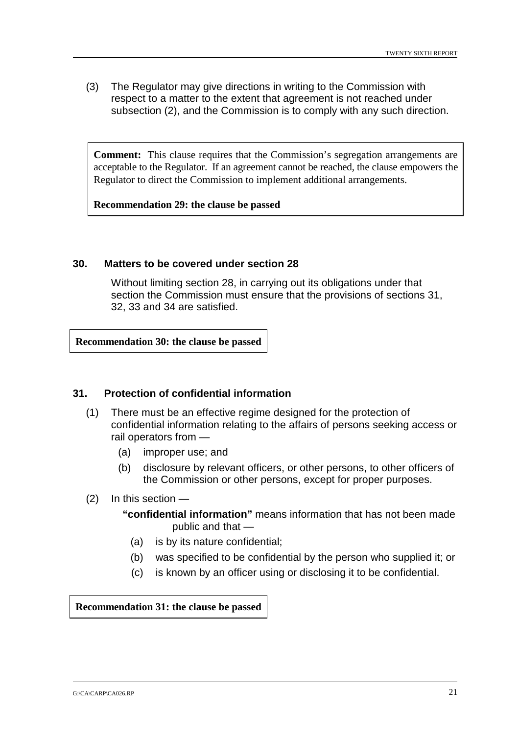(3) The Regulator may give directions in writing to the Commission with respect to a matter to the extent that agreement is not reached under subsection (2), and the Commission is to comply with any such direction.

> **Comment:** This clause requires that the Commission's segregation arrangements are acceptable to the Regulator. If an agreement cannot be reached, the clause empowers the Regulator to direct the Commission to implement additional arrangements.
>
> **Recommendation 29: the clause be passed**

### 30. Matters to be covered under section 28

Without limiting section 28, in carrying out its obligations under that section the Commission must ensure that the provisions of sections 31, 32, 33 and 34 are satisfied.

> **Recommendation 30: the clause be passed**

### 31. Protection of confidential information

(1) There must be an effective regime designed for the protection of confidential information relating to the affairs of persons seeking access or rail operators from —

- (a) improper use; and
- (b) disclosure by relevant officers, or other persons, to other officers of the Commission or other persons, except for proper purposes.

(2) In this section —

**"confidential information"** means information that has not been made public and that —

- (a) is by its nature confidential;
- (b) was specified to be confidential by the person who supplied it; or
- (c) is known by an officer using or disclosing it to be confidential.

> **Recommendation 31: the clause be passed**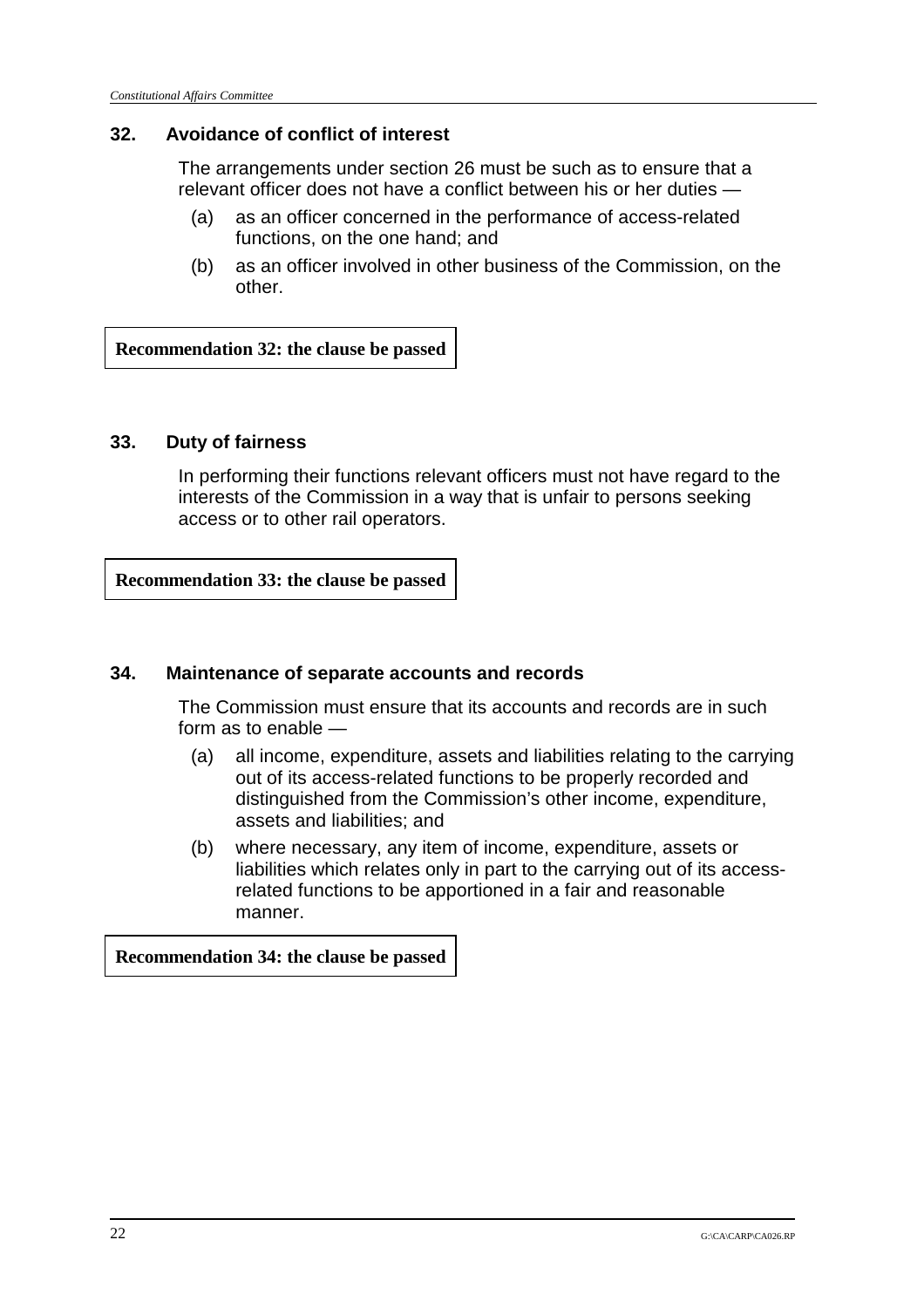### 32. Avoidance of conflict of interest

The arrangements under section 26 must be such as to ensure that a relevant officer does not have a conflict between his or her duties —

(a) as an officer concerned in the performance of access-related functions, on the one hand; and

(b) as an officer involved in other business of the Commission, on the other.

**Recommendation 32: the clause be passed**

### 33. Duty of fairness

In performing their functions relevant officers must not have regard to the interests of the Commission in a way that is unfair to persons seeking access or to other rail operators.

**Recommendation 33: the clause be passed**

### 34. Maintenance of separate accounts and records

The Commission must ensure that its accounts and records are in such form as to enable —

(a) all income, expenditure, assets and liabilities relating to the carrying out of its access-related functions to be properly recorded and distinguished from the Commission's other income, expenditure, assets and liabilities; and

(b) where necessary, any item of income, expenditure, assets or liabilities which relates only in part to the carrying out of its access-related functions to be apportioned in a fair and reasonable manner.

**Recommendation 34: the clause be passed**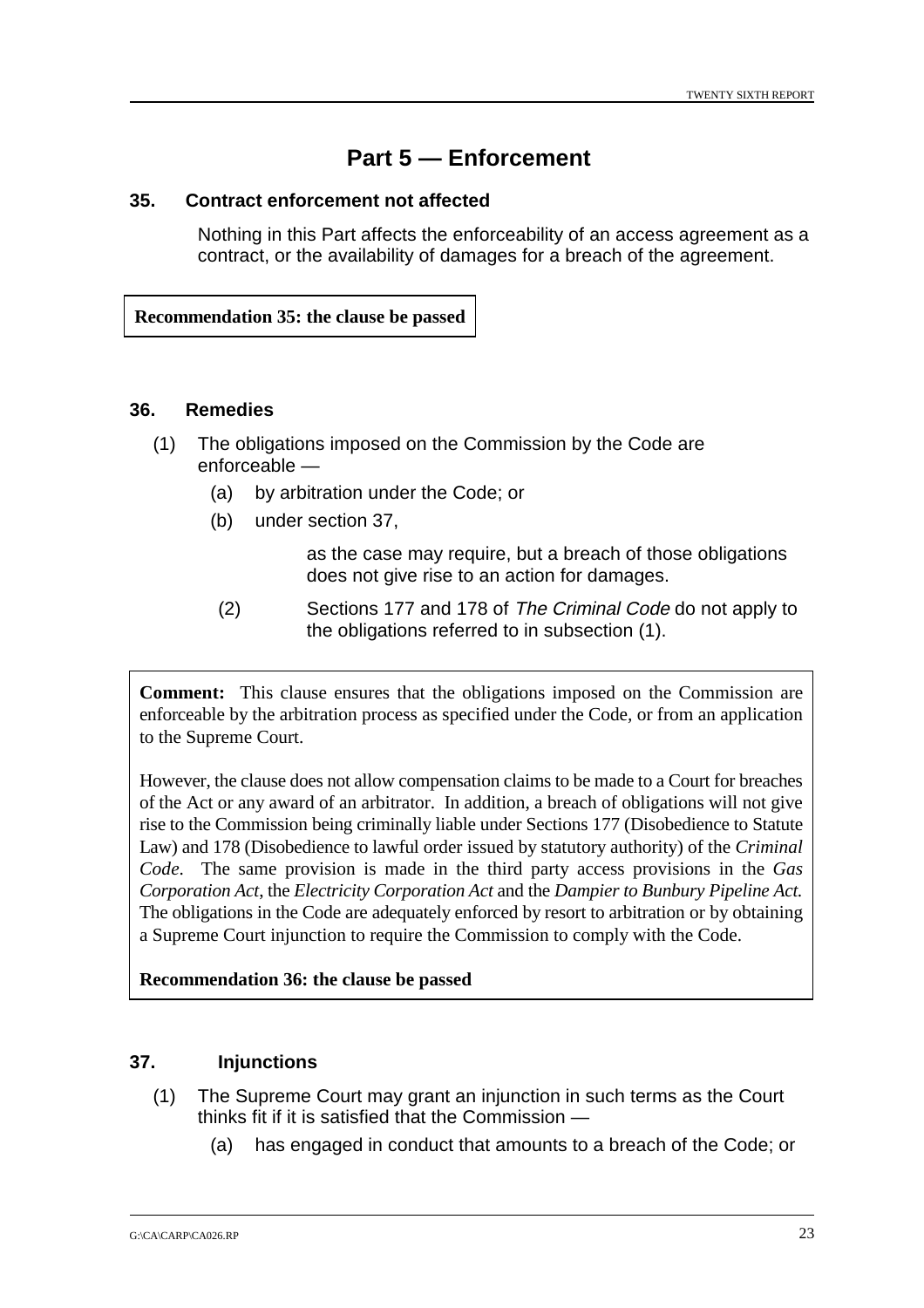# Part 5 — Enforcement

### 35. Contract enforcement not affected

Nothing in this Part affects the enforceability of an access agreement as a contract, or the availability of damages for a breach of the agreement.

**Recommendation 35: the clause be passed**

### 36. Remedies

(1) The obligations imposed on the Commission by the Code are enforceable —

  (a) by arbitration under the Code; or

  (b) under section 37,

as the case may require, but a breach of those obligations does not give rise to an action for damages.

(2) Sections 177 and 178 of *The Criminal Code* do not apply to the obligations referred to in subsection (1).

**Comment:** This clause ensures that the obligations imposed on the Commission are enforceable by the arbitration process as specified under the Code, or from an application to the Supreme Court.

However, the clause does not allow compensation claims to be made to a Court for breaches of the Act or any award of an arbitrator. In addition, a breach of obligations will not give rise to the Commission being criminally liable under Sections 177 (Disobedience to Statute Law) and 178 (Disobedience to lawful order issued by statutory authority) of the *Criminal Code*. The same provision is made in the third party access provisions in the *Gas Corporation Act*, the *Electricity Corporation Act* and the *Dampier to Bunbury Pipeline Act.* The obligations in the Code are adequately enforced by resort to arbitration or by obtaining a Supreme Court injunction to require the Commission to comply with the Code.

**Recommendation 36: the clause be passed**

### 37. Injunctions

(1) The Supreme Court may grant an injunction in such terms as the Court thinks fit if it is satisfied that the Commission —

  (a) has engaged in conduct that amounts to a breach of the Code; or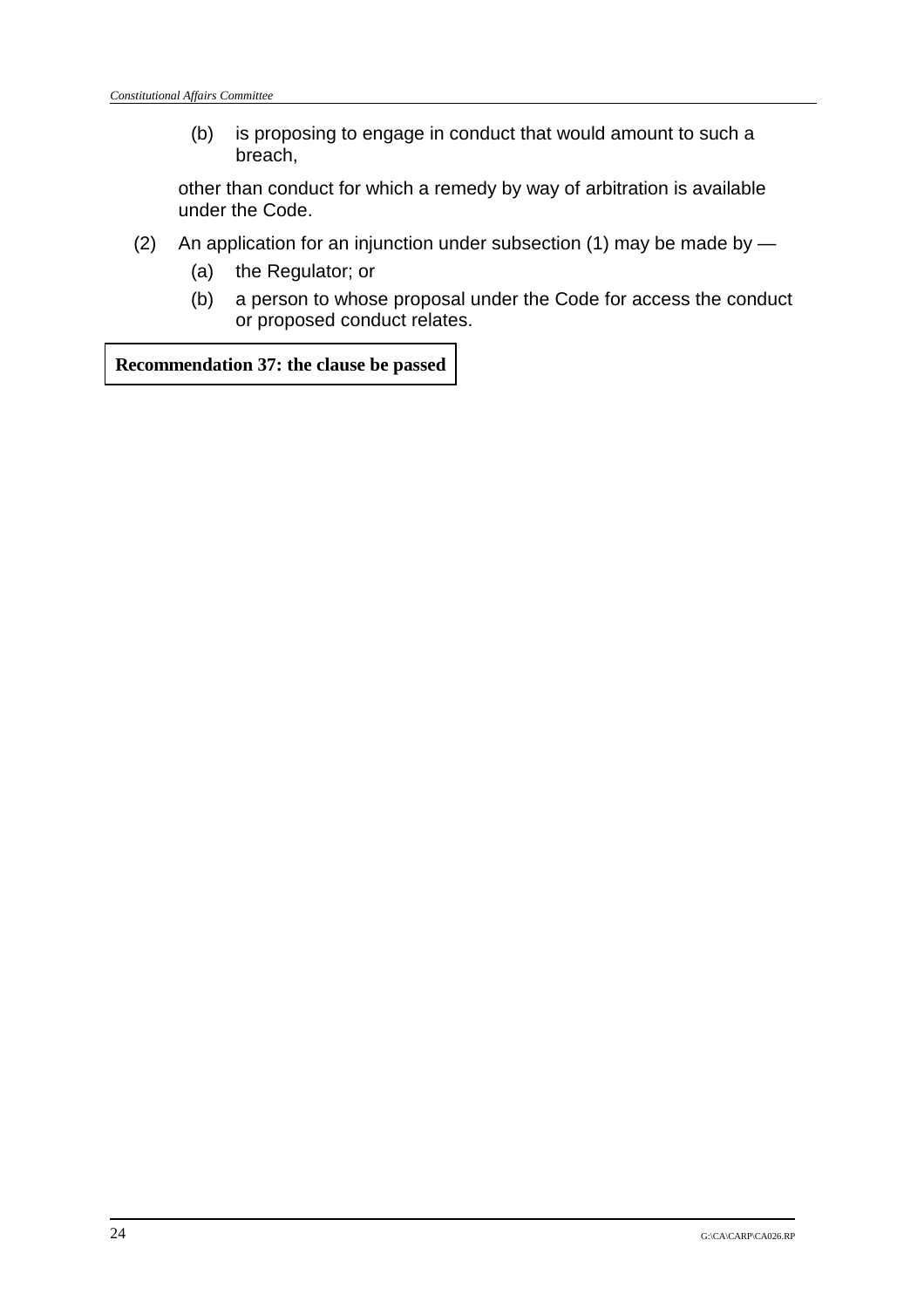(b) is proposing to engage in conduct that would amount to such a breach,

other than conduct for which a remedy by way of arbitration is available under the Code.

(2) An application for an injunction under subsection (1) may be made by —

(a) the Regulator; or

(b) a person to whose proposal under the Code for access the conduct or proposed conduct relates.

**Recommendation 37: the clause be passed**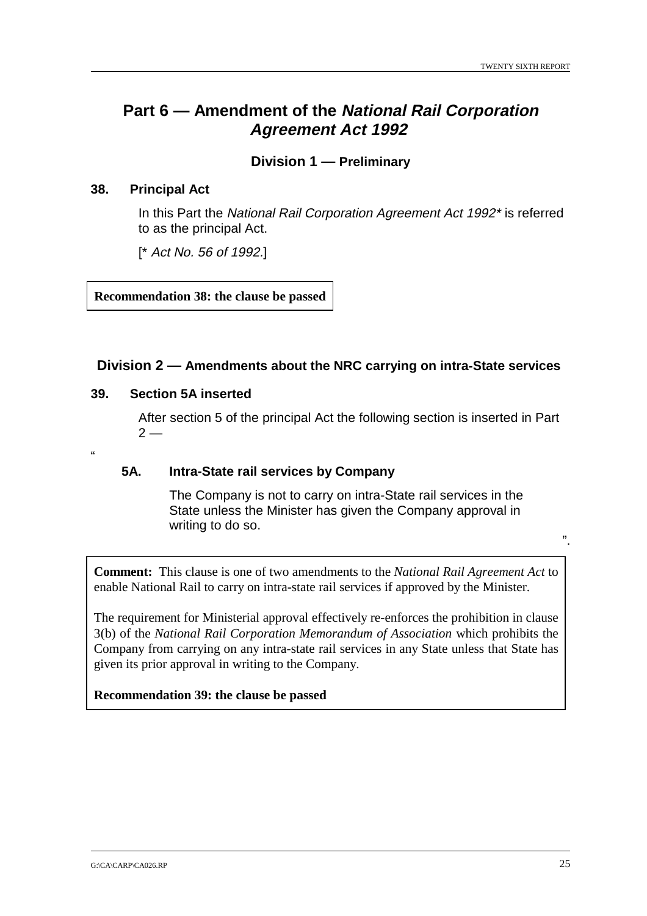# Part 6 — Amendment of the *National Rail Corporation Agreement Act 1992*

## Division 1 — Preliminary

### 38. Principal Act

In this Part the *National Rail Corporation Agreement Act 1992** is referred to as the principal Act.

[* *Act No. 56 of 1992*.]

**Recommendation 38: the clause be passed**

## Division 2 — Amendments about the NRC carrying on intra-State services

### 39. Section 5A inserted

After section 5 of the principal Act the following section is inserted in Part 2 —

"

**5A. Intra-State rail services by Company**

The Company is not to carry on intra-State rail services in the State unless the Minister has given the Company approval in writing to do so.

".

**Comment:** This clause is one of two amendments to the *National Rail Agreement Act* to enable National Rail to carry on intra-state rail services if approved by the Minister.

The requirement for Ministerial approval effectively re-enforces the prohibition in clause 3(b) of the *National Rail Corporation Memorandum of Association* which prohibits the Company from carrying on any intra-state rail services in any State unless that State has given its prior approval in writing to the Company.

**Recommendation 39: the clause be passed**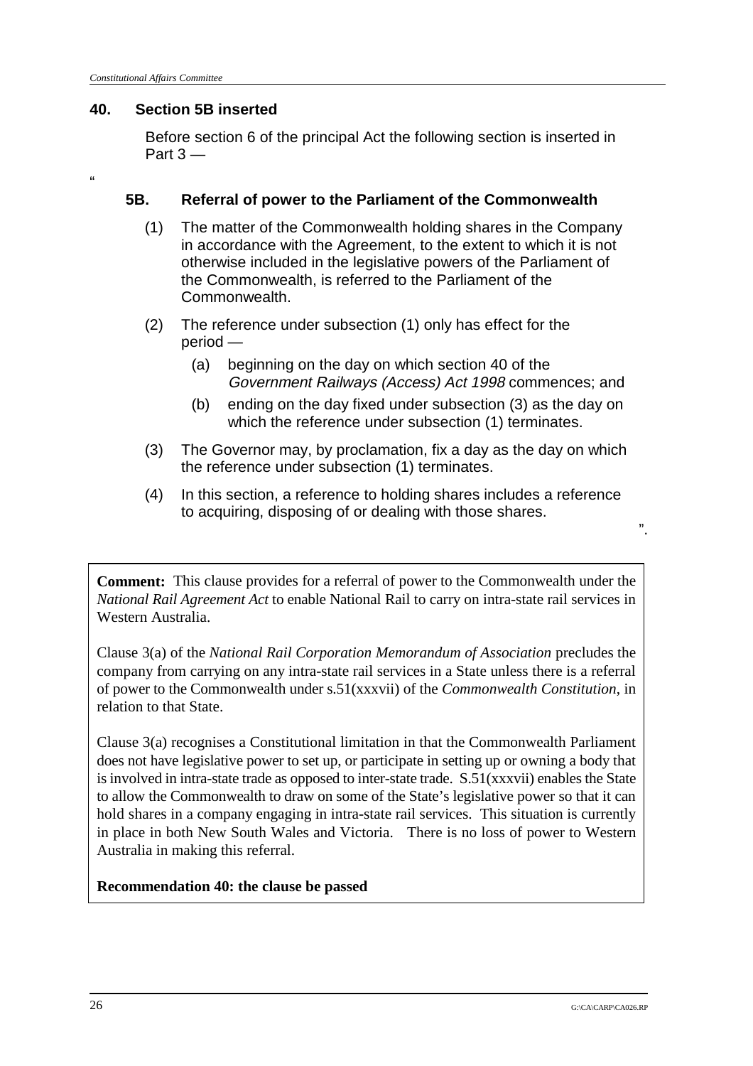## 40. Section 5B inserted

Before section 6 of the principal Act the following section is inserted in Part 3 —

"

### 5B. Referral of power to the Parliament of the Commonwealth

(1) The matter of the Commonwealth holding shares in the Company in accordance with the Agreement, to the extent to which it is not otherwise included in the legislative powers of the Parliament of the Commonwealth, is referred to the Parliament of the Commonwealth.

(2) The reference under subsection (1) only has effect for the period —

(a) beginning on the day on which section 40 of the *Government Railways (Access) Act 1998* commences; and

(b) ending on the day fixed under subsection (3) as the day on which the reference under subsection (1) terminates.

(3) The Governor may, by proclamation, fix a day as the day on which the reference under subsection (1) terminates.

(4) In this section, a reference to holding shares includes a reference to acquiring, disposing of or dealing with those shares.

".

**Comment:** This clause provides for a referral of power to the Commonwealth under the *National Rail Agreement Act* to enable National Rail to carry on intra-state rail services in Western Australia.

Clause 3(a) of the *National Rail Corporation Memorandum of Association* precludes the company from carrying on any intra-state rail services in a State unless there is a referral of power to the Commonwealth under s.51(xxxvii) of the *Commonwealth Constitution*, in relation to that State.

Clause 3(a) recognises a Constitutional limitation in that the Commonwealth Parliament does not have legislative power to set up, or participate in setting up or owning a body that is involved in intra-state trade as opposed to inter-state trade. S.51(xxxvii) enables the State to allow the Commonwealth to draw on some of the State's legislative power so that it can hold shares in a company engaging in intra-state rail services. This situation is currently in place in both New South Wales and Victoria. There is no loss of power to Western Australia in making this referral.

**Recommendation 40: the clause be passed**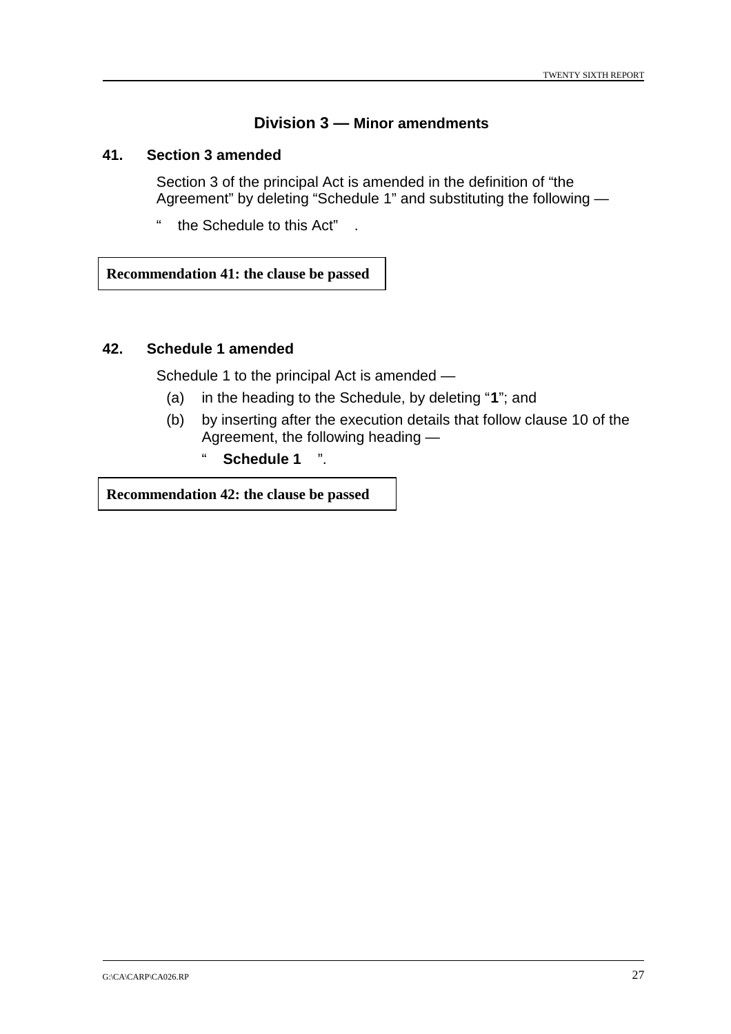## Division 3 — Minor amendments

### 41. Section 3 amended

Section 3 of the principal Act is amended in the definition of "the Agreement" by deleting "Schedule 1" and substituting the following —

" the Schedule to this Act" .

**Recommendation 41: the clause be passed**

### 42. Schedule 1 amended

Schedule 1 to the principal Act is amended —

(a) in the heading to the Schedule, by deleting "**1**"; and

(b) by inserting after the execution details that follow clause 10 of the Agreement, the following heading —

" **Schedule 1** ".

**Recommendation 42: the clause be passed**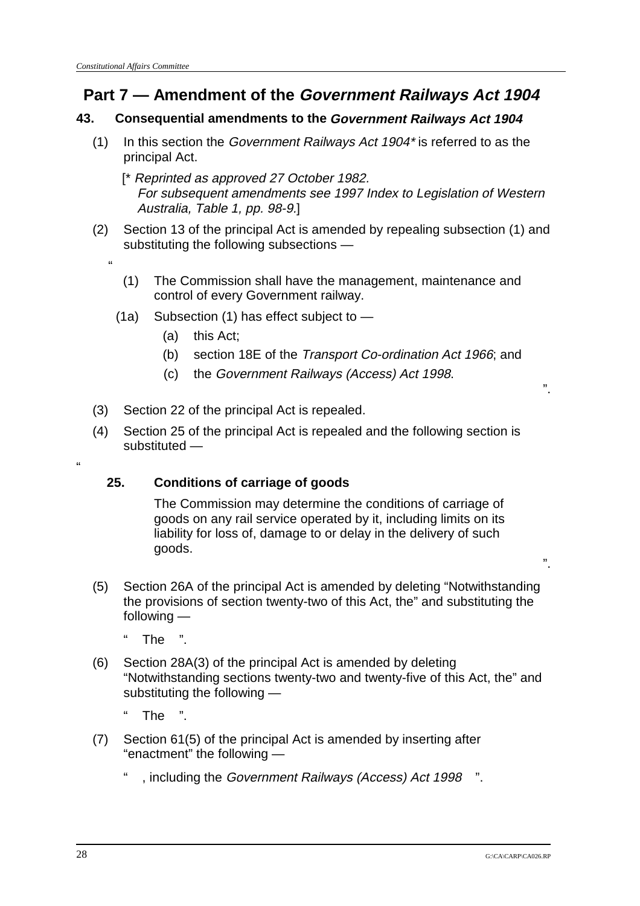# Part 7 — Amendment of the *Government Railways Act 1904*

### 43. Consequential amendments to the *Government Railways Act 1904*

(1) In this section the *Government Railways Act 1904** is referred to as the principal Act.

[* *Reprinted as approved 27 October 1982. For subsequent amendments see 1997 Index to Legislation of Western Australia, Table 1, pp. 98-9.*]

(2) Section 13 of the principal Act is amended by repealing subsection (1) and substituting the following subsections —

"

(1) The Commission shall have the management, maintenance and control of every Government railway.

(1a) Subsection (1) has effect subject to —

(a) this Act;

(b) section 18E of the *Transport Co-ordination Act 1966*; and

(c) the *Government Railways (Access) Act 1998*.

".

(3) Section 22 of the principal Act is repealed.

(4) Section 25 of the principal Act is repealed and the following section is substituted —

"

**25. Conditions of carriage of goods**

The Commission may determine the conditions of carriage of goods on any rail service operated by it, including limits on its liability for loss of, damage to or delay in the delivery of such goods.

".

(5) Section 26A of the principal Act is amended by deleting "Notwithstanding the provisions of section twenty-two of this Act, the" and substituting the following —

" The ".

(6) Section 28A(3) of the principal Act is amended by deleting "Notwithstanding sections twenty-two and twenty-five of this Act, the" and substituting the following —

" The ".

(7) Section 61(5) of the principal Act is amended by inserting after "enactment" the following —

" , including the *Government Railways (Access) Act 1998* ".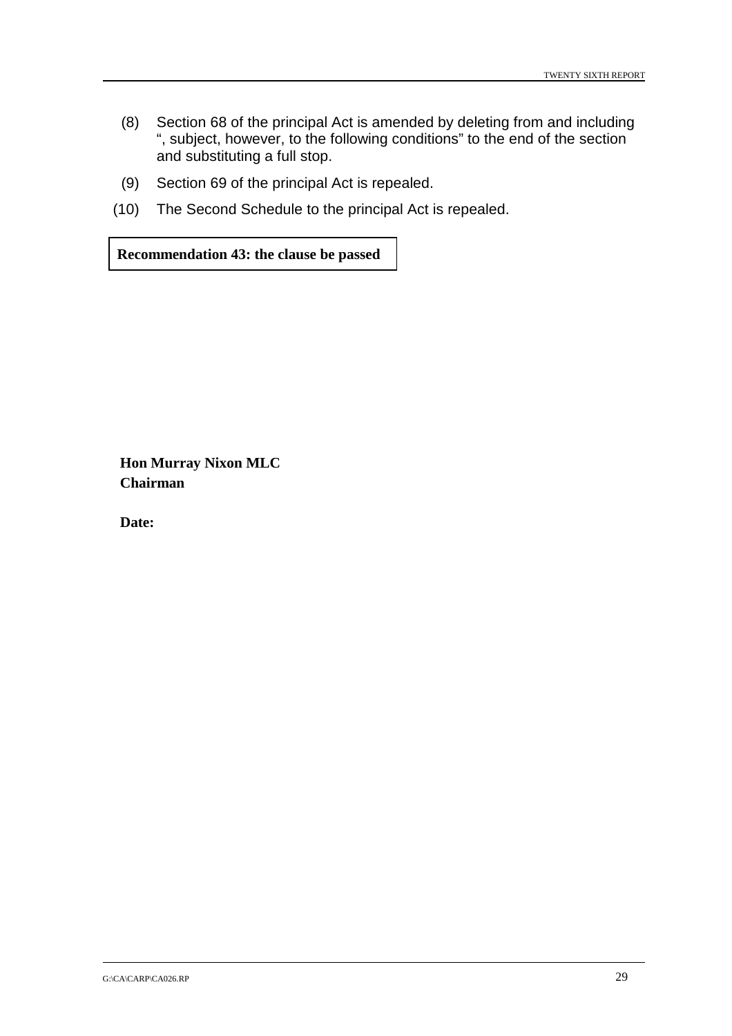(8) Section 68 of the principal Act is amended by deleting from and including ", subject, however, to the following conditions" to the end of the section and substituting a full stop.

(9) Section 69 of the principal Act is repealed.

(10) The Second Schedule to the principal Act is repealed.

**Recommendation 43: the clause be passed**

**Hon Murray Nixon MLC**
**Chairman**

**Date:**